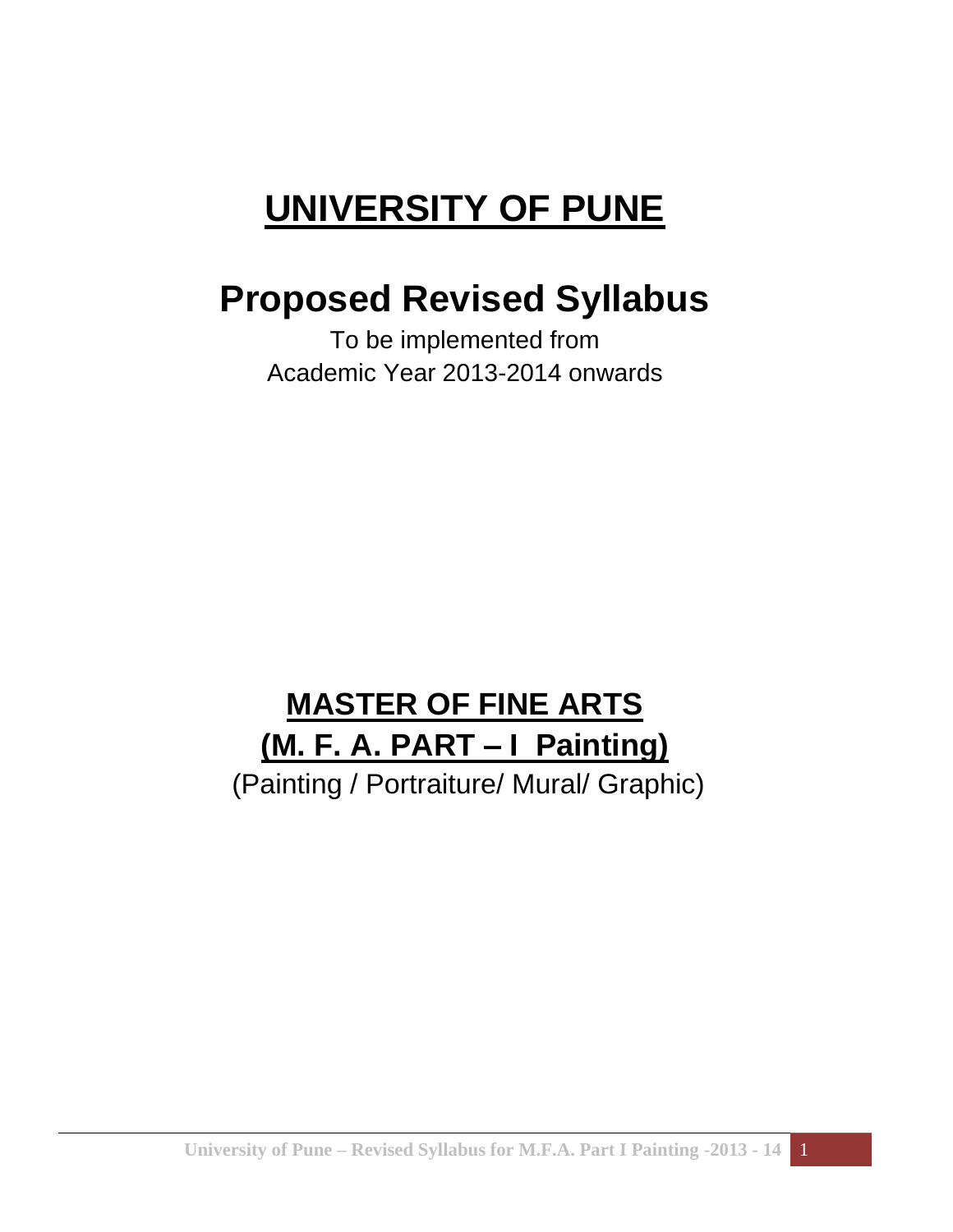# UNIVERSITY OF PUNE

# Proposed Revised Syllabus

To be implemented from
Academic Year 2013-2014 onwards

## MASTER OF FINE ARTS
## (M. F. A. PART – I Painting)

(Painting / Portraiture/ Mural/ Graphic)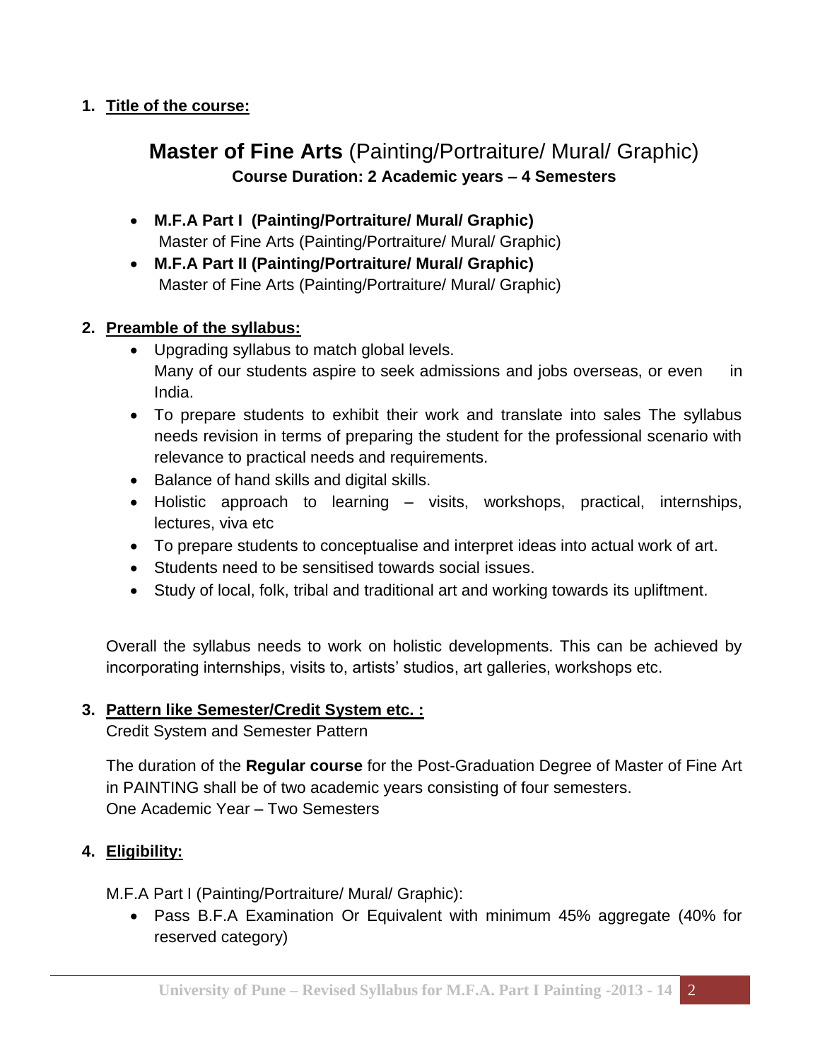1. **Title of the course:**

## **Master of Fine Arts** (Painting/Portraiture/ Mural/ Graphic)

**Course Duration: 2 Academic years – 4 Semesters**

- **M.F.A Part I (Painting/Portraiture/ Mural/ Graphic)**
  Master of Fine Arts (Painting/Portraiture/ Mural/ Graphic)
- **M.F.A Part II (Painting/Portraiture/ Mural/ Graphic)**
  Master of Fine Arts (Painting/Portraiture/ Mural/ Graphic)

2. **Preamble of the syllabus:**

- Upgrading syllabus to match global levels.
  Many of our students aspire to seek admissions and jobs overseas, or even in India.
- To prepare students to exhibit their work and translate into sales The syllabus needs revision in terms of preparing the student for the professional scenario with relevance to practical needs and requirements.
- Balance of hand skills and digital skills.
- Holistic approach to learning – visits, workshops, practical, internships, lectures, viva etc
- To prepare students to conceptualise and interpret ideas into actual work of art.
- Students need to be sensitised towards social issues.
- Study of local, folk, tribal and traditional art and working towards its upliftment.

Overall the syllabus needs to work on holistic developments. This can be achieved by incorporating internships, visits to, artists' studios, art galleries, workshops etc.

3. **Pattern like Semester/Credit System etc. :**

Credit System and Semester Pattern

The duration of the **Regular course** for the Post-Graduation Degree of Master of Fine Art in PAINTING shall be of two academic years consisting of four semesters.
One Academic Year – Two Semesters

4. **Eligibility:**

M.F.A Part I (Painting/Portraiture/ Mural/ Graphic):

- Pass B.F.A Examination Or Equivalent with minimum 45% aggregate (40% for reserved category)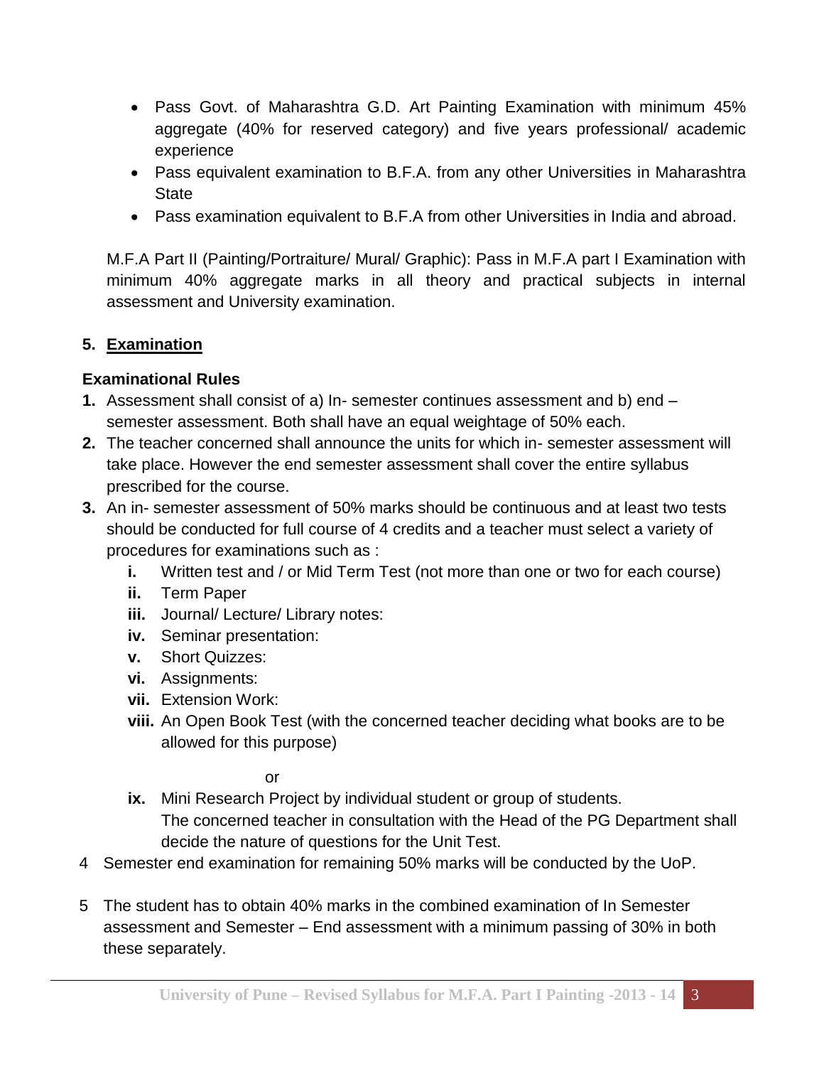- Pass Govt. of Maharashtra G.D. Art Painting Examination with minimum 45% aggregate (40% for reserved category) and five years professional/ academic experience
- Pass equivalent examination to B.F.A. from any other Universities in Maharashtra State
- Pass examination equivalent to B.F.A from other Universities in India and abroad.

M.F.A Part II (Painting/Portraiture/ Mural/ Graphic): Pass in M.F.A part I Examination with minimum 40% aggregate marks in all theory and practical subjects in internal assessment and University examination.

## 5. Examination

### Examinational Rules

1. Assessment shall consist of a) In- semester continues assessment and b) end – semester assessment. Both shall have an equal weightage of 50% each.
2. The teacher concerned shall announce the units for which in- semester assessment will take place. However the end semester assessment shall cover the entire syllabus prescribed for the course.
3. An in- semester assessment of 50% marks should be continuous and at least two tests should be conducted for full course of 4 credits and a teacher must select a variety of procedures for examinations such as :
   - **i.** Written test and / or Mid Term Test (not more than one or two for each course)
   - **ii.** Term Paper
   - **iii.** Journal/ Lecture/ Library notes:
   - **iv.** Seminar presentation:
   - **v.** Short Quizzes:
   - **vi.** Assignments:
   - **vii.** Extension Work:
   - **viii.** An Open Book Test (with the concerned teacher deciding what books are to be allowed for this purpose)

     or

   - **ix.** Mini Research Project by individual student or group of students.
     The concerned teacher in consultation with the Head of the PG Department shall decide the nature of questions for the Unit Test.
4. Semester end examination for remaining 50% marks will be conducted by the UoP.
5. The student has to obtain 40% marks in the combined examination of In Semester assessment and Semester – End assessment with a minimum passing of 30% in both these separately.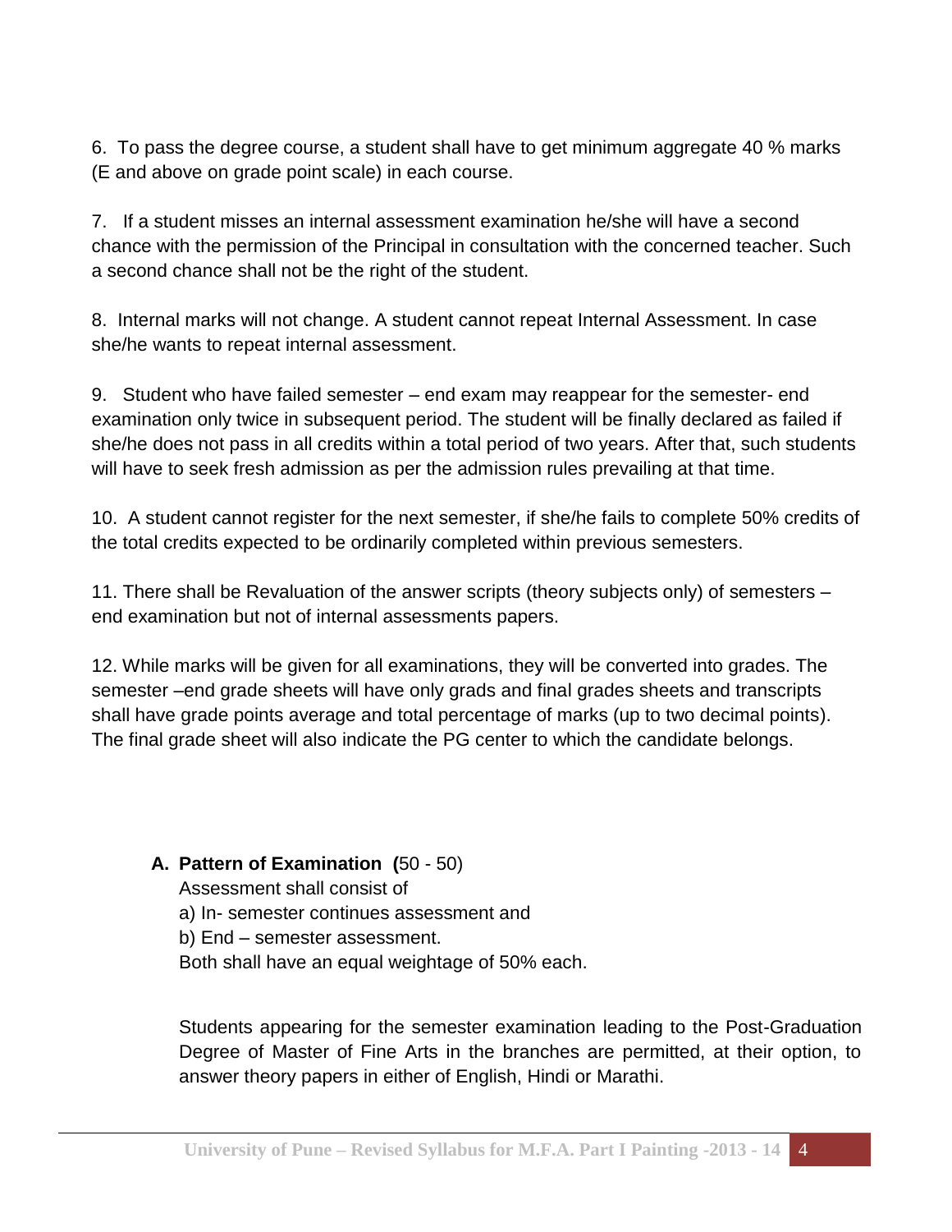6. To pass the degree course, a student shall have to get minimum aggregate 40 % marks (E and above on grade point scale) in each course.

7. If a student misses an internal assessment examination he/she will have a second chance with the permission of the Principal in consultation with the concerned teacher. Such a second chance shall not be the right of the student.

8. Internal marks will not change. A student cannot repeat Internal Assessment. In case she/he wants to repeat internal assessment.

9. Student who have failed semester – end exam may reappear for the semester- end examination only twice in subsequent period. The student will be finally declared as failed if she/he does not pass in all credits within a total period of two years. After that, such students will have to seek fresh admission as per the admission rules prevailing at that time.

10. A student cannot register for the next semester, if she/he fails to complete 50% credits of the total credits expected to be ordinarily completed within previous semesters.

11. There shall be Revaluation of the answer scripts (theory subjects only) of semesters – end examination but not of internal assessments papers.

12. While marks will be given for all examinations, they will be converted into grades. The semester –end grade sheets will have only grads and final grades sheets and transcripts shall have grade points average and total percentage of marks (up to two decimal points). The final grade sheet will also indicate the PG center to which the candidate belongs.

**A. Pattern of Examination (**50 - 50)

Assessment shall consist of

a) In- semester continues assessment and

b) End – semester assessment.

Both shall have an equal weightage of 50% each.

Students appearing for the semester examination leading to the Post-Graduation Degree of Master of Fine Arts in the branches are permitted, at their option, to answer theory papers in either of English, Hindi or Marathi.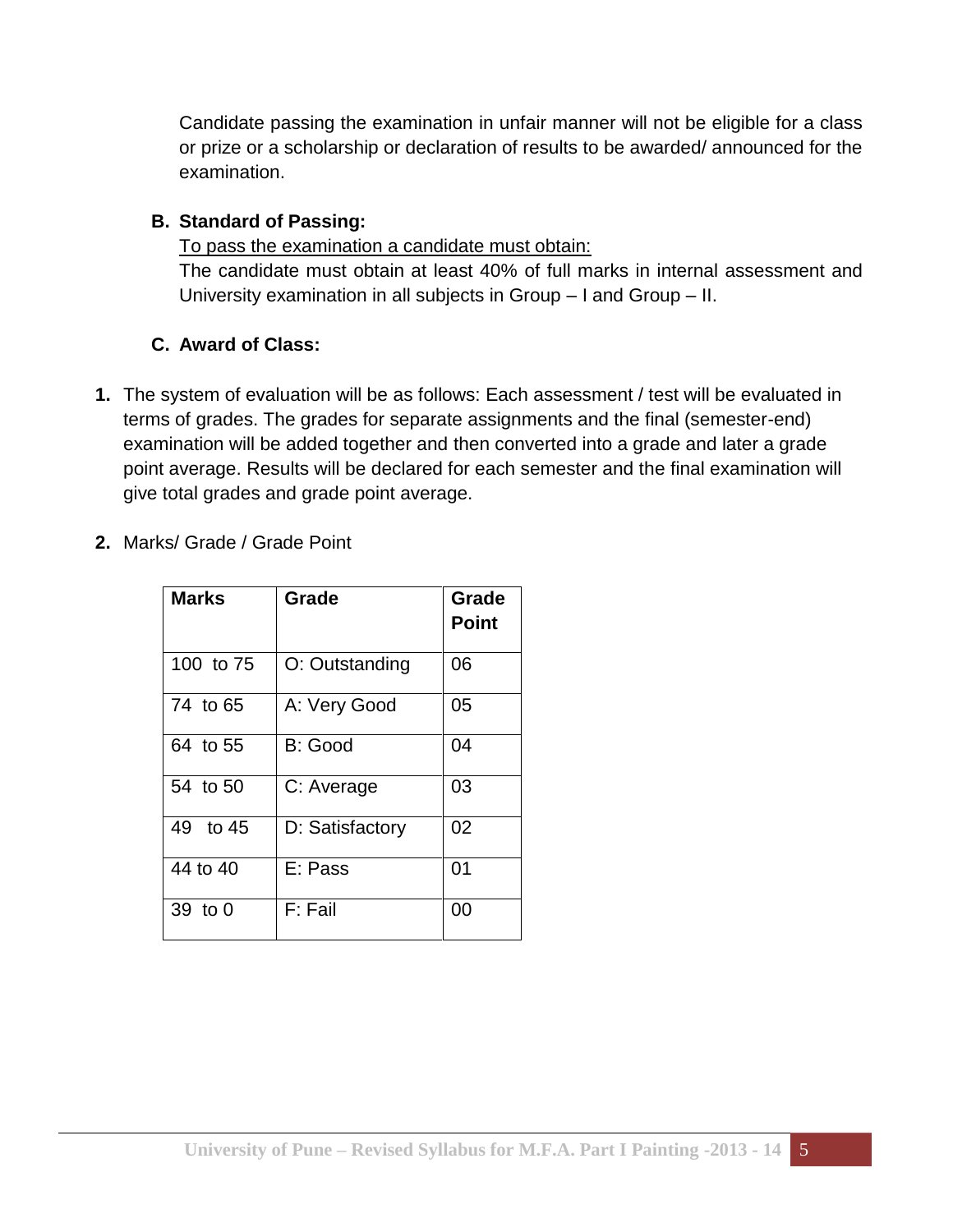Candidate passing the examination in unfair manner will not be eligible for a class or prize or a scholarship or declaration of results to be awarded/ announced for the examination.

**B. Standard of Passing:**

<u>To pass the examination a candidate must obtain:</u>

The candidate must obtain at least 40% of full marks in internal assessment and University examination in all subjects in Group – I and Group – II.

**C. Award of Class:**

1. The system of evaluation will be as follows: Each assessment / test will be evaluated in terms of grades. The grades for separate assignments and the final (semester-end) examination will be added together and then converted into a grade and later a grade point average. Results will be declared for each semester and the final examination will give total grades and grade point average.

2. Marks/ Grade / Grade Point

| Marks | Grade | Grade Point |
|---|---|---|
| 100 to 75 | O: Outstanding | 06 |
| 74 to 65 | A: Very Good | 05 |
| 64 to 55 | B: Good | 04 |
| 54 to 50 | C: Average | 03 |
| 49 to 45 | D: Satisfactory | 02 |
| 44 to 40 | E: Pass | 01 |
| 39 to 0 | F: Fail | 00 |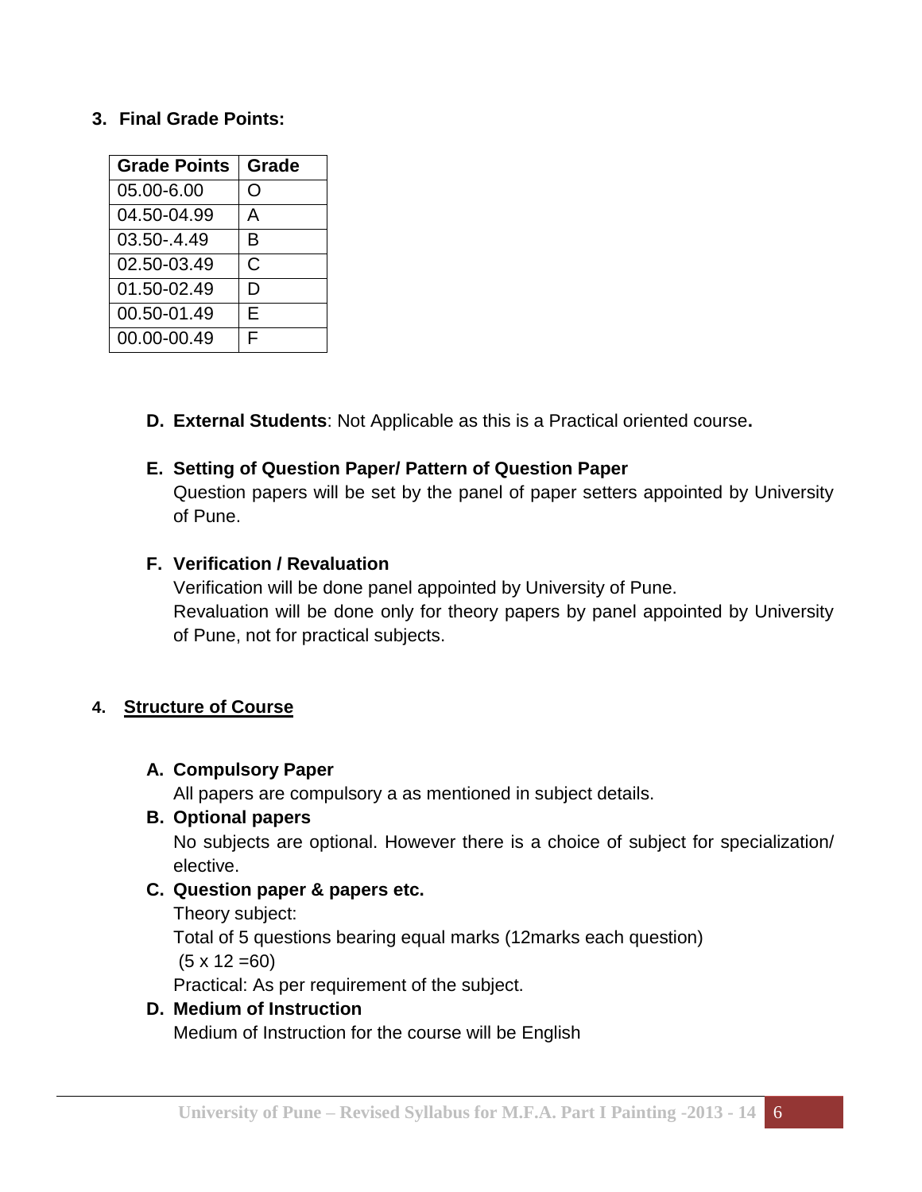### 3. Final Grade Points:

| Grade Points | Grade |
|---|---|
| 05.00-6.00 | O |
| 04.50-04.99 | A |
| 03.50-.4.49 | B |
| 02.50-03.49 | C |
| 01.50-02.49 | D |
| 00.50-01.49 | E |
| 00.00-00.49 | F |

**D. External Students**: Not Applicable as this is a Practical oriented course**.**

**E. Setting of Question Paper/ Pattern of Question Paper**

Question papers will be set by the panel of paper setters appointed by University of Pune.

**F. Verification / Revaluation**

Verification will be done panel appointed by University of Pune.

Revaluation will be done only for theory papers by panel appointed by University of Pune, not for practical subjects.

### 4. <u>Structure of Course</u>

**A. Compulsory Paper**

All papers are compulsory a as mentioned in subject details.

**B. Optional papers**

No subjects are optional. However there is a choice of subject for specialization/ elective.

**C. Question paper & papers etc.**

Theory subject:

Total of 5 questions bearing equal marks (12marks each question)

(5 x 12 =60)

Practical: As per requirement of the subject.

**D. Medium of Instruction**

Medium of Instruction for the course will be English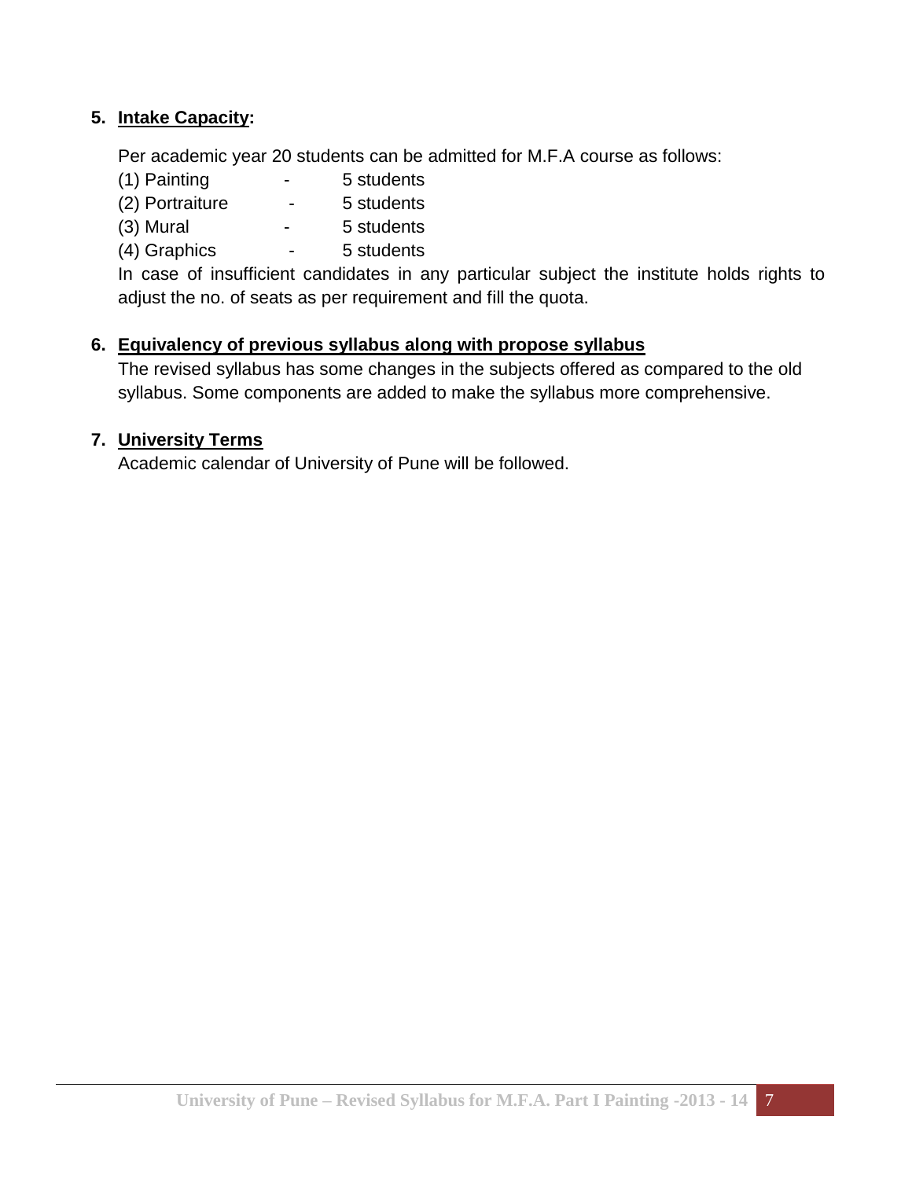5. **Intake Capacity:**

   Per academic year 20 students can be admitted for M.F.A course as follows:

   (1) Painting - 5 students
   (2) Portraiture - 5 students
   (3) Mural - 5 students
   (4) Graphics - 5 students

   In case of insufficient candidates in any particular subject the institute holds rights to adjust the no. of seats as per requirement and fill the quota.

6. **Equivalency of previous syllabus along with propose syllabus**

   The revised syllabus has some changes in the subjects offered as compared to the old syllabus. Some components are added to make the syllabus more comprehensive.

7. **University Terms**

   Academic calendar of University of Pune will be followed.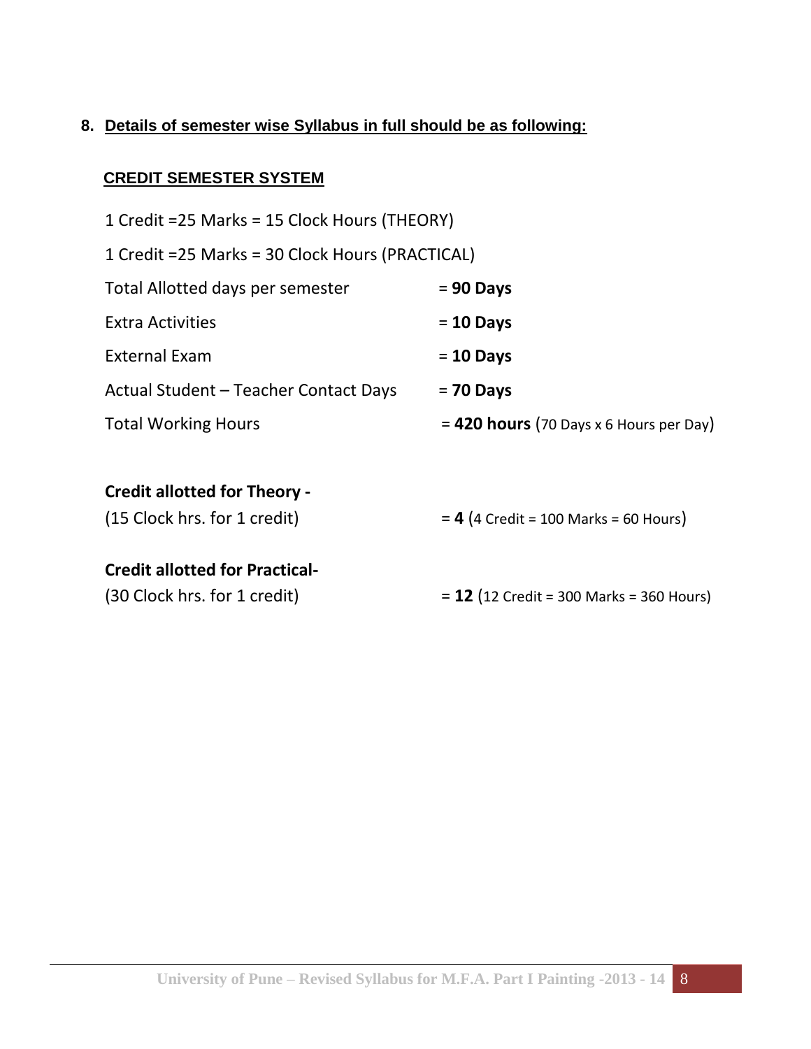8. **Details of semester wise Syllabus in full should be as following:**

**CREDIT SEMESTER SYSTEM**

1 Credit =25 Marks = 15 Clock Hours (THEORY)

1 Credit =25 Marks = 30 Clock Hours (PRACTICAL)

| | |
|---|---|
| Total Allotted days per semester | = **90 Days** |
| Extra Activities | = **10 Days** |
| External Exam | = **10 Days** |
| Actual Student – Teacher Contact Days | = **70 Days** |
| Total Working Hours | = **420 hours** (70 Days x 6 Hours per Day) |

**Credit allotted for Theory -**
(15 Clock hrs. for 1 credit) = **4** (4 Credit = 100 Marks = 60 Hours)

**Credit allotted for Practical-**
(30 Clock hrs. for 1 credit) = **12** (12 Credit = 300 Marks = 360 Hours)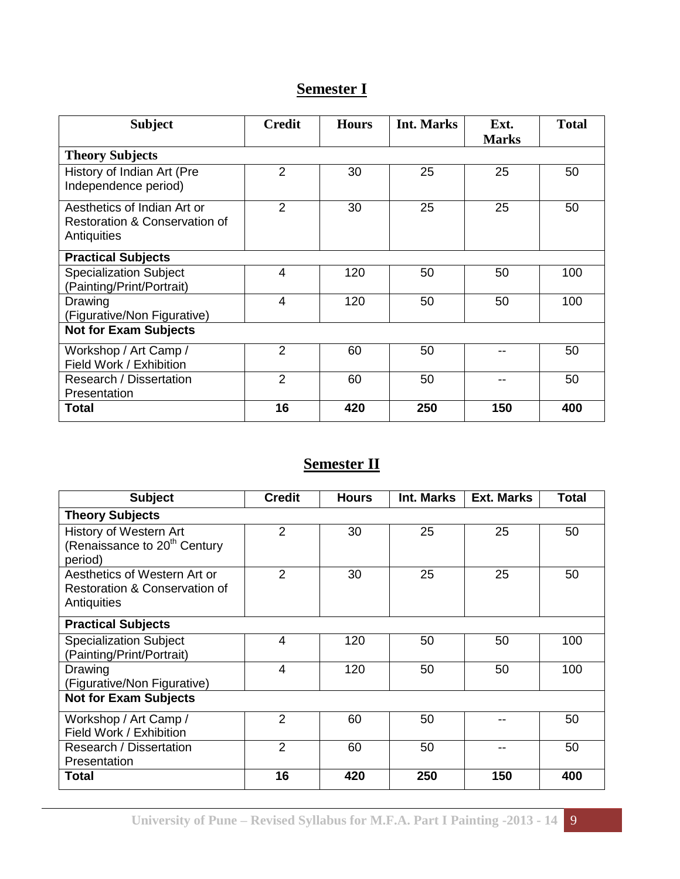## Semester I

| Subject | Credit | Hours | Int. Marks | Ext. Marks | Total |
|---|---|---|---|---|---|
| **Theory Subjects** | | | | | |
| History of Indian Art (Pre Independence period) | 2 | 30 | 25 | 25 | 50 |
| Aesthetics of Indian Art or Restoration & Conservation of Antiquities | 2 | 30 | 25 | 25 | 50 |
| **Practical Subjects** | | | | | |
| Specialization Subject (Painting/Print/Portrait) | 4 | 120 | 50 | 50 | 100 |
| Drawing (Figurative/Non Figurative) | 4 | 120 | 50 | 50 | 100 |
| **Not for Exam Subjects** | | | | | |
| Workshop / Art Camp / Field Work / Exhibition | 2 | 60 | 50 | -- | 50 |
| Research / Dissertation Presentation | 2 | 60 | 50 | -- | 50 |
| **Total** | **16** | **420** | **250** | **150** | **400** |

## Semester II

| Subject | Credit | Hours | Int. Marks | Ext. Marks | Total |
|---|---|---|---|---|---|
| **Theory Subjects** | | | | | |
| History of Western Art (Renaissance to 20th Century period) | 2 | 30 | 25 | 25 | 50 |
| Aesthetics of Western Art or Restoration & Conservation of Antiquities | 2 | 30 | 25 | 25 | 50 |
| **Practical Subjects** | | | | | |
| Specialization Subject (Painting/Print/Portrait) | 4 | 120 | 50 | 50 | 100 |
| Drawing (Figurative/Non Figurative) | 4 | 120 | 50 | 50 | 100 |
| **Not for Exam Subjects** | | | | | |
| Workshop / Art Camp / Field Work / Exhibition | 2 | 60 | 50 | -- | 50 |
| Research / Dissertation Presentation | 2 | 60 | 50 | -- | 50 |
| **Total** | **16** | **420** | **250** | **150** | **400** |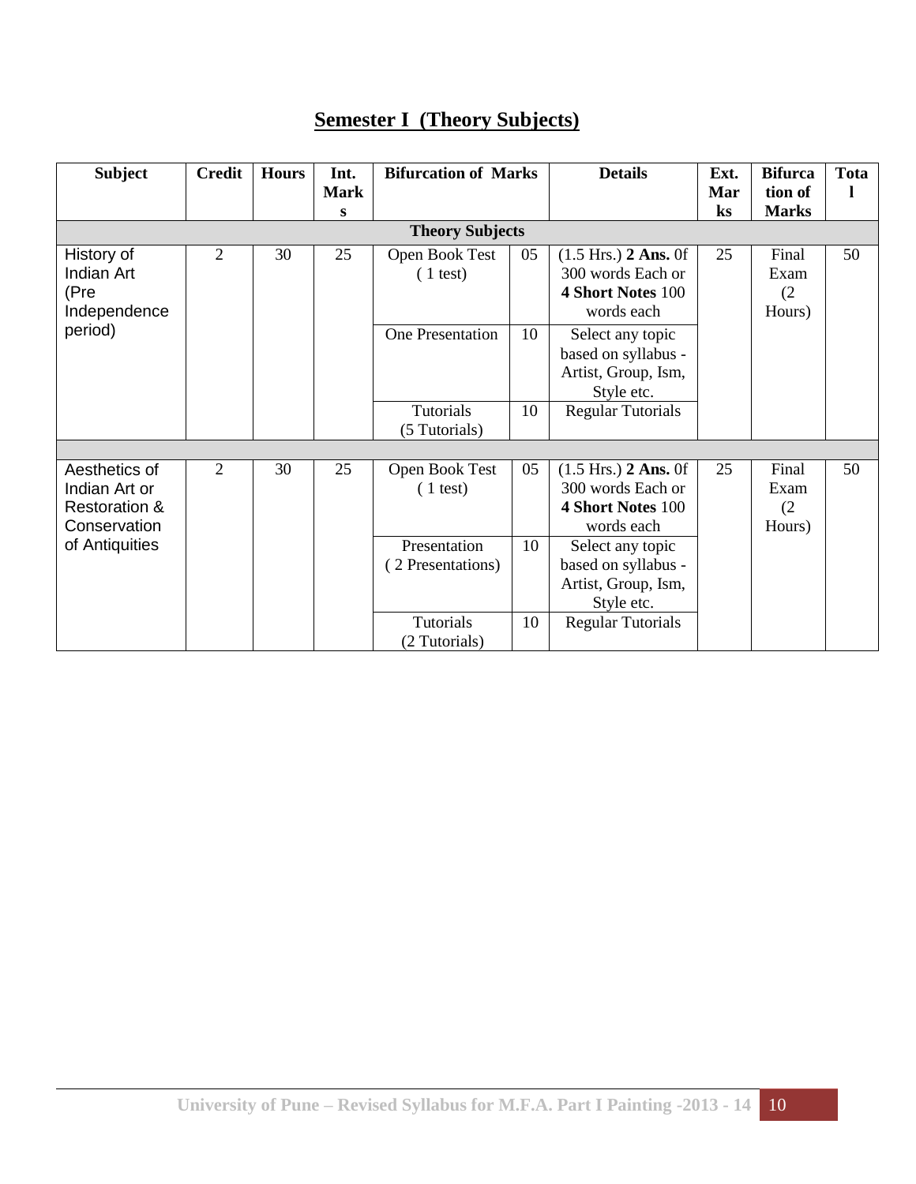## Semester I (Theory Subjects)

| Subject | Credit | Hours | Int. Marks | Bifurcation of Marks | | Details | Ext. Marks | Bifurcation of Marks | Total |
|---|---|---|---|---|---|---|---|---|---|
| **Theory Subjects** | | | | | | | | | |
| History of Indian Art (Pre Independence period) | 2 | 30 | 25 | Open Book Test ( 1 test) | 05 | (1.5 Hrs.) **2 Ans.** 0f 300 words Each or **4 Short Notes** 100 words each | 25 | Final Exam (2 Hours) | 50 |
| | | | | One Presentation | 10 | Select any topic based on syllabus - Artist, Group, Ism, Style etc. | | | |
| | | | | Tutorials (5 Tutorials) | 10 | Regular Tutorials | | | |
| | | | | | | | | | |
| Aesthetics of Indian Art or Restoration & Conservation of Antiquities | 2 | 30 | 25 | Open Book Test ( 1 test) | 05 | (1.5 Hrs.) **2 Ans.** 0f 300 words Each or **4 Short Notes** 100 words each | 25 | Final Exam (2 Hours) | 50 |
| | | | | Presentation ( 2 Presentations) | 10 | Select any topic based on syllabus - Artist, Group, Ism, Style etc. | | | |
| | | | | Tutorials (2 Tutorials) | 10 | Regular Tutorials | | | |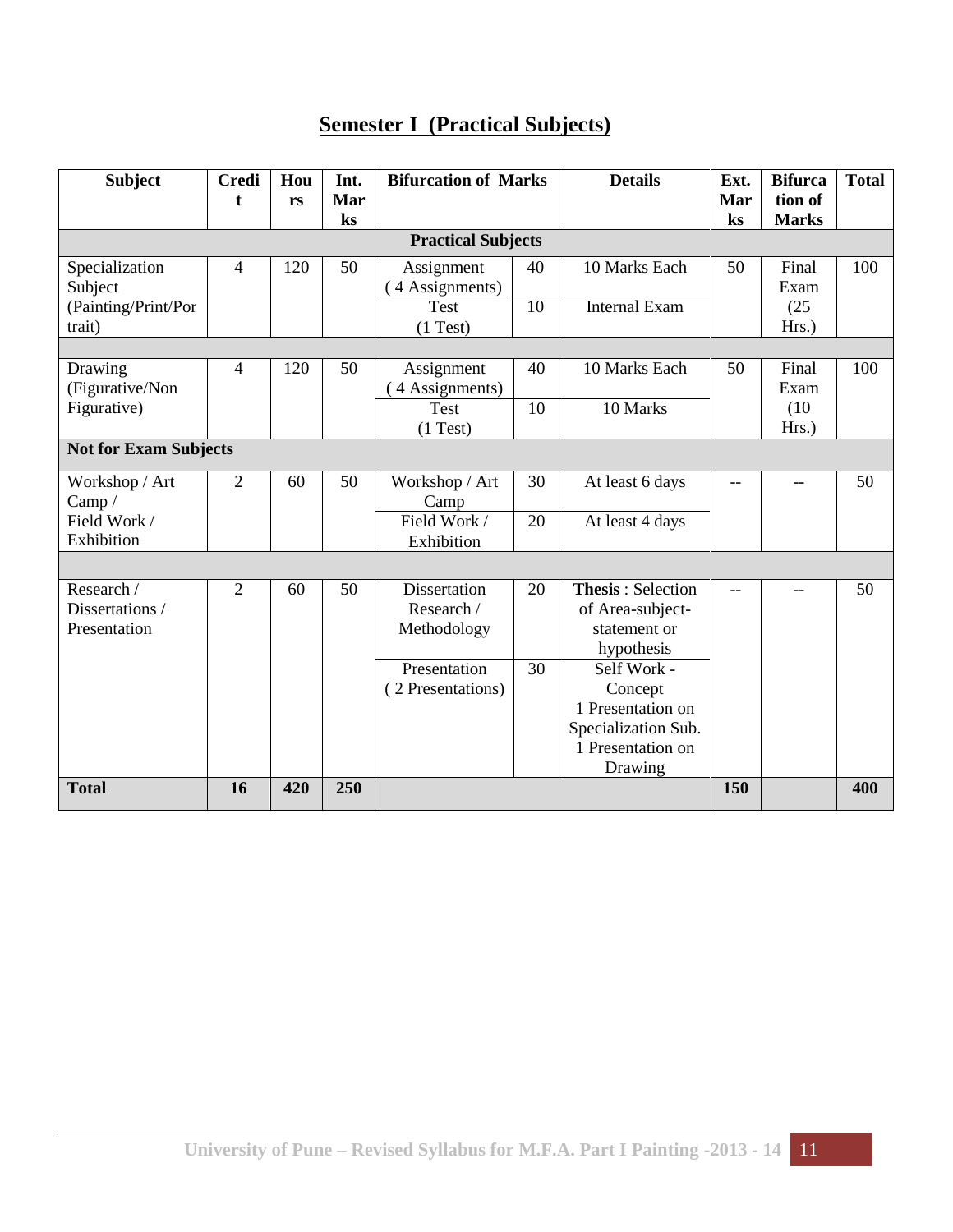# Semester I (Practical Subjects)

| Subject | Credit | Hours | Int. Marks | Bifurcation of Marks | | Details | Ext. Marks | Bifurcation of Marks | Total |
|---|---|---|---|---|---|---|---|---|---|
| **Practical Subjects** | | | | | | | | | |
| Specialization Subject (Painting/Print/Portrait) | 4 | 120 | 50 | Assignment (4 Assignments) | 40 | 10 Marks Each | 50 | Final Exam (25 Hrs.) | 100 |
| | | | | Test (1 Test) | 10 | Internal Exam | | | |
| | | | | | | | | | |
| Drawing (Figurative/Non Figurative) | 4 | 120 | 50 | Assignment (4 Assignments) | 40 | 10 Marks Each | 50 | Final Exam (10 Hrs.) | 100 |
| | | | | Test (1 Test) | 10 | 10 Marks | | | |
| **Not for Exam Subjects** | | | | | | | | | |
| Workshop / Art Camp / Field Work / Exhibition | 2 | 60 | 50 | Workshop / Art Camp | 30 | At least 6 days | -- | -- | 50 |
| | | | | Field Work / Exhibition | 20 | At least 4 days | | | |
| | | | | | | | | | |
| Research / Dissertations / Presentation | 2 | 60 | 50 | Dissertation Research / Methodology | 20 | **Thesis** : Selection of Area-subject-statement or hypothesis | -- | -- | 50 |
| | | | | Presentation (2 Presentations) | 30 | Self Work - Concept 1 Presentation on Specialization Sub. 1 Presentation on Drawing | | | |
| **Total** | **16** | **420** | **250** | | | | **150** | | **400** |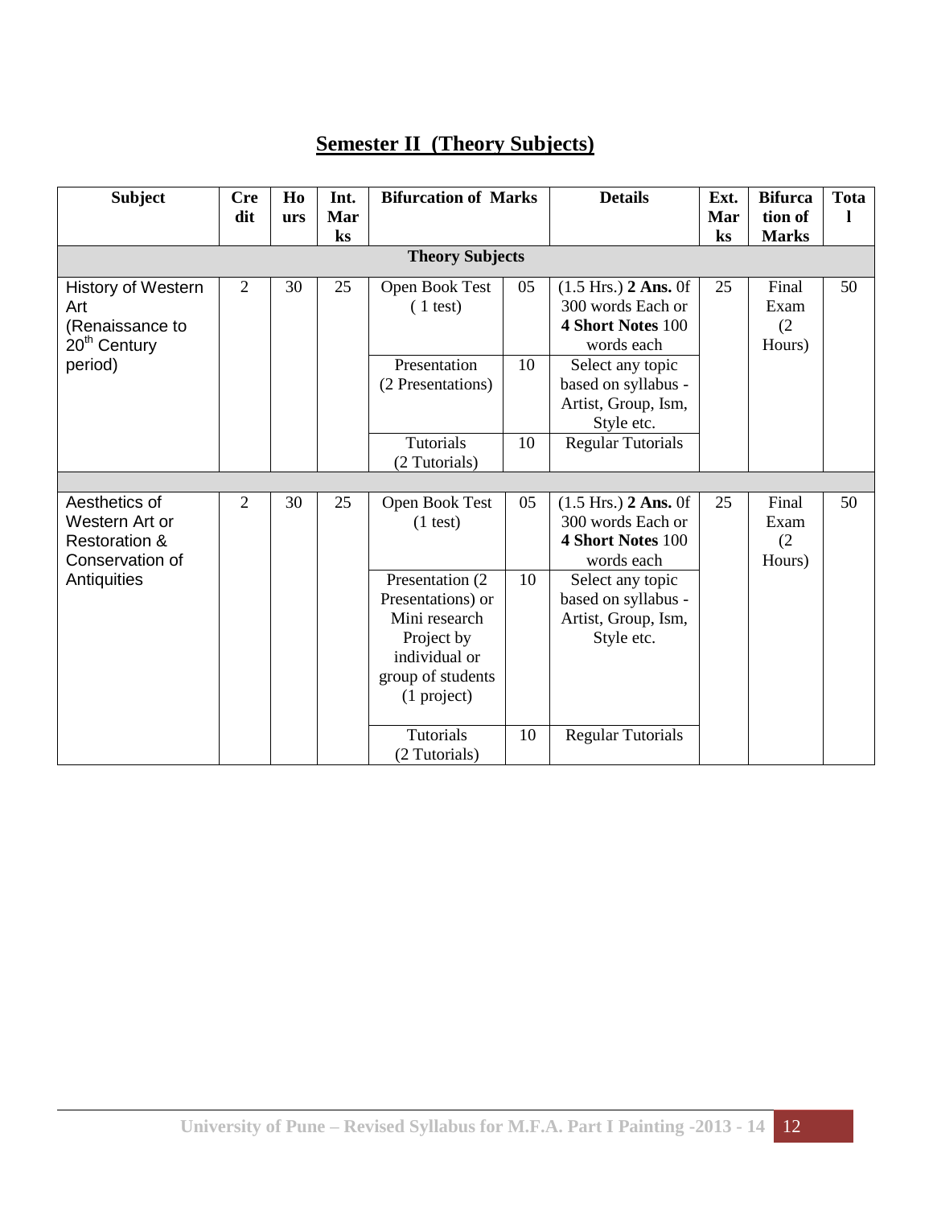## Semester II (Theory Subjects)

| Subject | Credit | Hours | Int. Marks | Bifurcation of Marks | | Details | Ext. Marks | Bifurcation of Marks | Total |
|---|---|---|---|---|---|---|---|---|---|
| **Theory Subjects** | | | | | | | | | |
| History of Western Art (Renaissance to 20th Century period) | 2 | 30 | 25 | Open Book Test (1 test) | 05 | (1.5 Hrs.) **2 Ans.** 0f 300 words Each or **4 Short Notes** 100 words each | 25 | Final Exam (2 Hours) | 50 |
| | | | | Presentation (2 Presentations) | 10 | Select any topic based on syllabus - Artist, Group, Ism, Style etc. | | | |
| | | | | Tutorials (2 Tutorials) | 10 | Regular Tutorials | | | |
| Aesthetics of Western Art or Restoration & Conservation of Antiquities | 2 | 30 | 25 | Open Book Test (1 test) | 05 | (1.5 Hrs.) **2 Ans.** 0f 300 words Each or **4 Short Notes** 100 words each | 25 | Final Exam (2 Hours) | 50 |
| | | | | Presentation (2 Presentations) or Mini research Project by individual or group of students (1 project) | 10 | Select any topic based on syllabus - Artist, Group, Ism, Style etc. | | | |
| | | | | Tutorials (2 Tutorials) | 10 | Regular Tutorials | | | |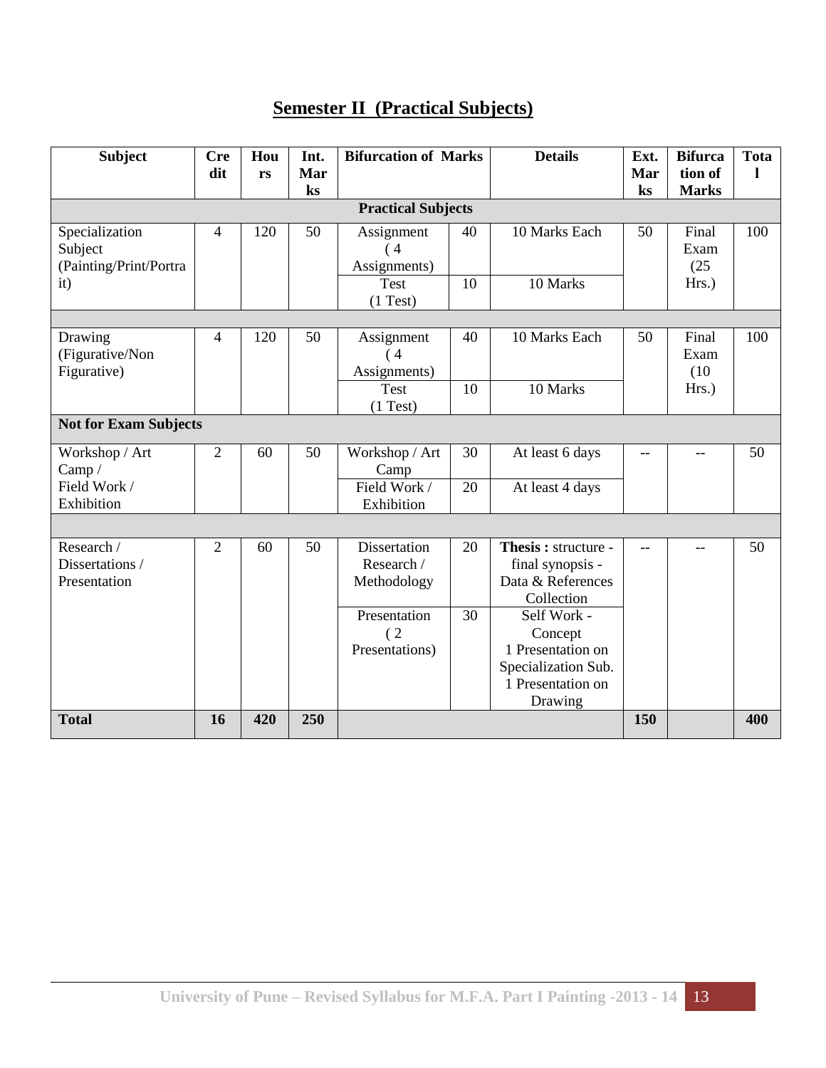# Semester II (Practical Subjects)

| Subject | Credit | Hours | Int. Marks | Bifurcation of Marks | | Details | Ext. Marks | Bifurcation of Marks | Total |
|---|---|---|---|---|---|---|---|---|---|
| **Practical Subjects** | | | | | | | | | |
| Specialization Subject (Painting/Print/Portrait) | 4 | 120 | 50 | Assignment (4 Assignments) | 40 | 10 Marks Each | 50 | Final Exam (25 Hrs.) | 100 |
| | | | | Test (1 Test) | 10 | 10 Marks | | | |
| Drawing (Figurative/Non Figurative) | 4 | 120 | 50 | Assignment (4 Assignments) | 40 | 10 Marks Each | 50 | Final Exam (10 Hrs.) | 100 |
| | | | | Test (1 Test) | 10 | 10 Marks | | | |
| **Not for Exam Subjects** | | | | | | | | | |
| Workshop / Art Camp / Field Work / Exhibition | 2 | 60 | 50 | Workshop / Art Camp | 30 | At least 6 days | -- | -- | 50 |
| | | | | Field Work / Exhibition | 20 | At least 4 days | | | |
| Research / Dissertations / Presentation | 2 | 60 | 50 | Dissertation Research / Methodology | 20 | **Thesis :** structure - final synopsis - Data & References Collection | -- | -- | 50 |
| | | | | Presentation (2 Presentations) | 30 | Self Work - Concept 1 Presentation on Specialization Sub. 1 Presentation on Drawing | | | |
| **Total** | **16** | **420** | **250** | | | | **150** | | **400** |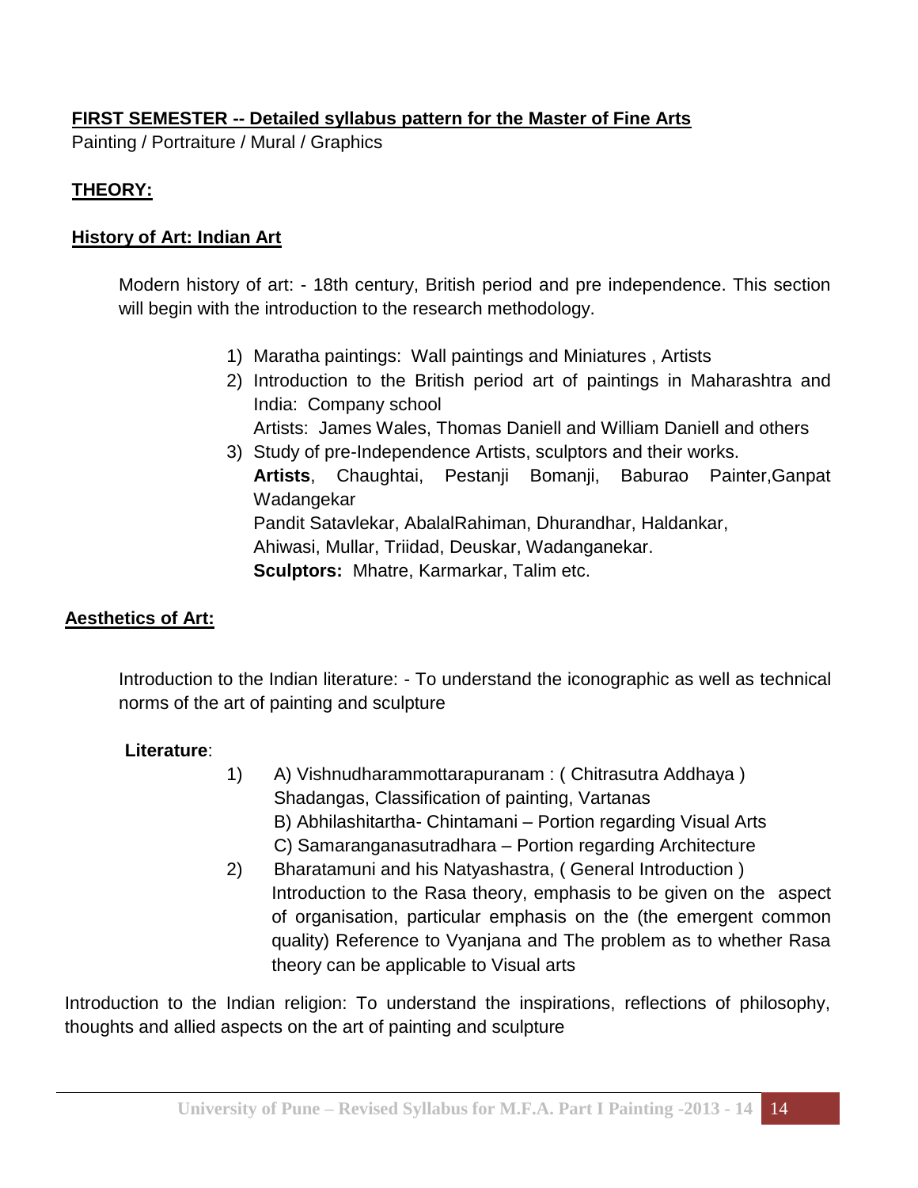## FIRST SEMESTER -- Detailed syllabus pattern for the Master of Fine Arts

Painting / Portraiture / Mural / Graphics

### THEORY:

### History of Art: Indian Art

Modern history of art: - 18th century, British period and pre independence. This section will begin with the introduction to the research methodology.

1) Maratha paintings: Wall paintings and Miniatures , Artists
2) Introduction to the British period art of paintings in Maharashtra and India: Company school
   Artists: James Wales, Thomas Daniell and William Daniell and others
3) Study of pre-Independence Artists, sculptors and their works.
   **Artists**, Chaughtai, Pestanji Bomanji, Baburao Painter,Ganpat Wadangekar
   Pandit Satavlekar, AbalalRahiman, Dhurandhar, Haldankar, Ahiwasi, Mullar, Triidad, Deuskar, Wadanganekar.
   **Sculptors:** Mhatre, Karmarkar, Talim etc.

### Aesthetics of Art:

Introduction to the Indian literature: - To understand the iconographic as well as technical norms of the art of painting and sculpture

**Literature**:

1) A) Vishnudharammottarapuranam : ( Chitrasutra Addhaya )
   Shadangas, Classification of painting, Vartanas
   B) Abhilashitartha- Chintamani – Portion regarding Visual Arts
   C) Samaranganasutradhara – Portion regarding Architecture
2) Bharatamuni and his Natyashastra, ( General Introduction )
   Introduction to the Rasa theory, emphasis to be given on the aspect of organisation, particular emphasis on the (the emergent common quality) Reference to Vyanjana and The problem as to whether Rasa theory can be applicable to Visual arts

Introduction to the Indian religion: To understand the inspirations, reflections of philosophy, thoughts and allied aspects on the art of painting and sculpture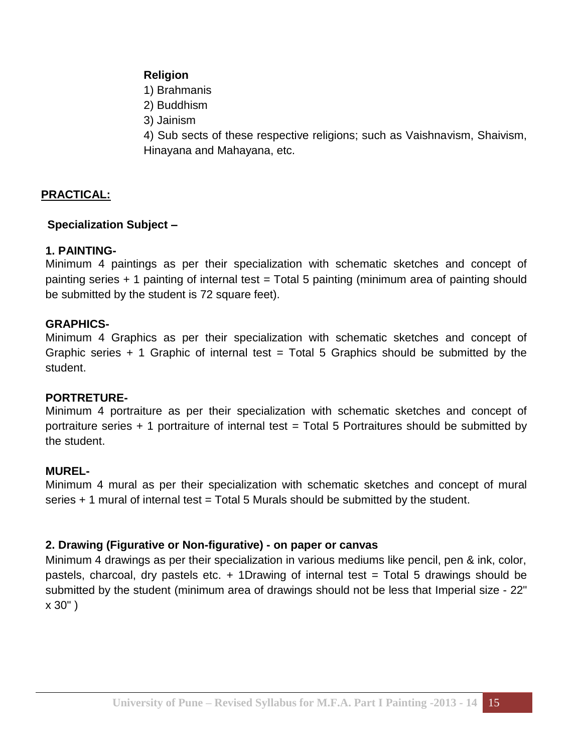**Religion**

1) Brahmanis
2) Buddhism
3) Jainism
4) Sub sects of these respective religions; such as Vaishnavism, Shaivism, Hinayana and Mahayana, etc.

## PRACTICAL:

### Specialization Subject –

**1. PAINTING-**

Minimum 4 paintings as per their specialization with schematic sketches and concept of painting series + 1 painting of internal test = Total 5 painting (minimum area of painting should be submitted by the student is 72 square feet).

**GRAPHICS-**

Minimum 4 Graphics as per their specialization with schematic sketches and concept of Graphic series + 1 Graphic of internal test = Total 5 Graphics should be submitted by the student.

**PORTRETURE-**

Minimum 4 portraiture as per their specialization with schematic sketches and concept of portraiture series + 1 portraiture of internal test = Total 5 Portraitures should be submitted by the student.

**MUREL-**

Minimum 4 mural as per their specialization with schematic sketches and concept of mural series + 1 mural of internal test = Total 5 Murals should be submitted by the student.

**2. Drawing (Figurative or Non-figurative) - on paper or canvas**

Minimum 4 drawings as per their specialization in various mediums like pencil, pen & ink, color, pastels, charcoal, dry pastels etc. + 1Drawing of internal test = Total 5 drawings should be submitted by the student (minimum area of drawings should not be less that Imperial size - 22" x 30" )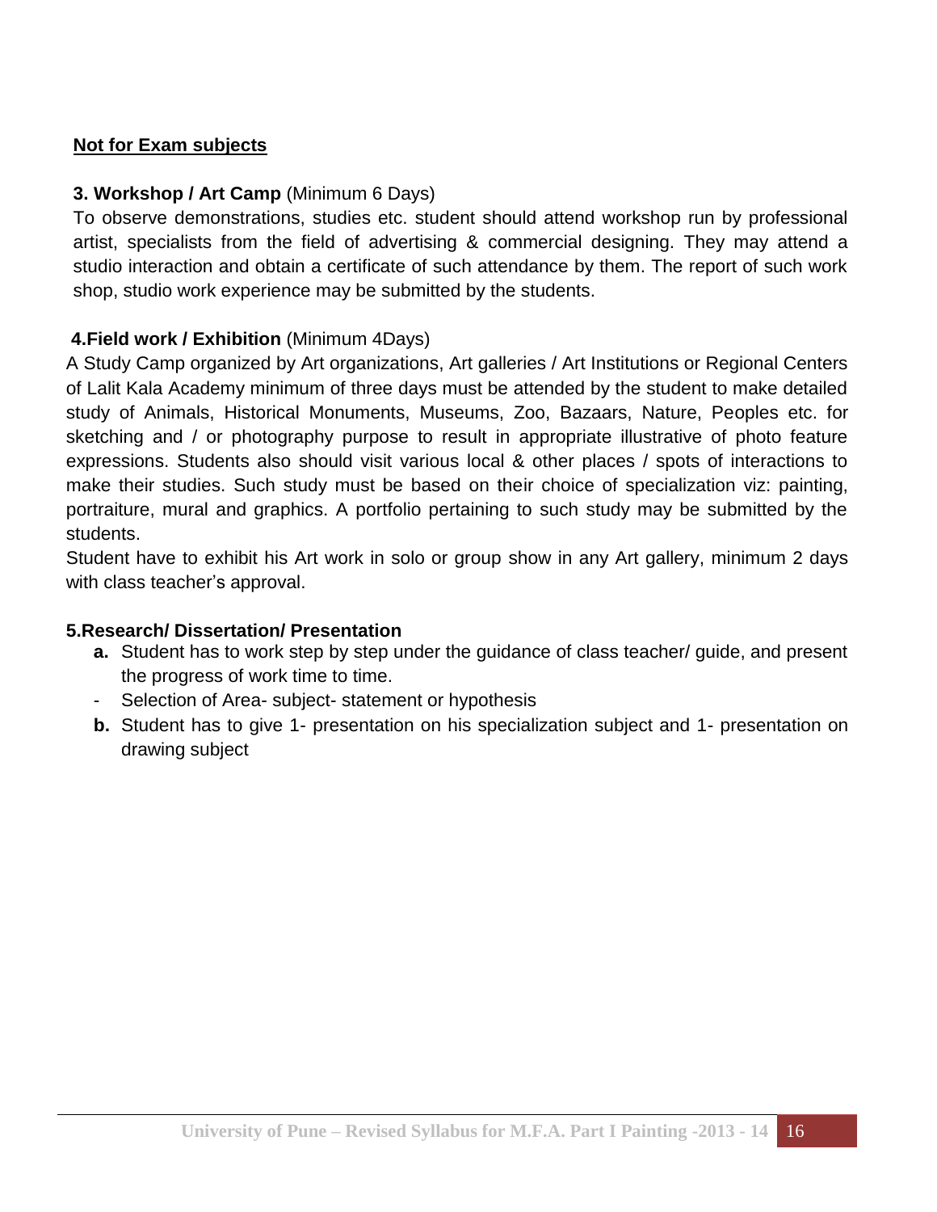**Not for Exam subjects**

**3. Workshop / Art Camp** (Minimum 6 Days)

To observe demonstrations, studies etc. student should attend workshop run by professional artist, specialists from the field of advertising & commercial designing. They may attend a studio interaction and obtain a certificate of such attendance by them. The report of such work shop, studio work experience may be submitted by the students.

**4.Field work / Exhibition** (Minimum 4Days)

A Study Camp organized by Art organizations, Art galleries / Art Institutions or Regional Centers of Lalit Kala Academy minimum of three days must be attended by the student to make detailed study of Animals, Historical Monuments, Museums, Zoo, Bazaars, Nature, Peoples etc. for sketching and / or photography purpose to result in appropriate illustrative of photo feature expressions. Students also should visit various local & other places / spots of interactions to make their studies. Such study must be based on their choice of specialization viz: painting, portraiture, mural and graphics. A portfolio pertaining to such study may be submitted by the students.

Student have to exhibit his Art work in solo or group show in any Art gallery, minimum 2 days with class teacher's approval.

**5.Research/ Dissertation/ Presentation**

- **a.** Student has to work step by step under the guidance of class teacher/ guide, and present the progress of work time to time.
- Selection of Area- subject- statement or hypothesis
- **b.** Student has to give 1- presentation on his specialization subject and 1- presentation on drawing subject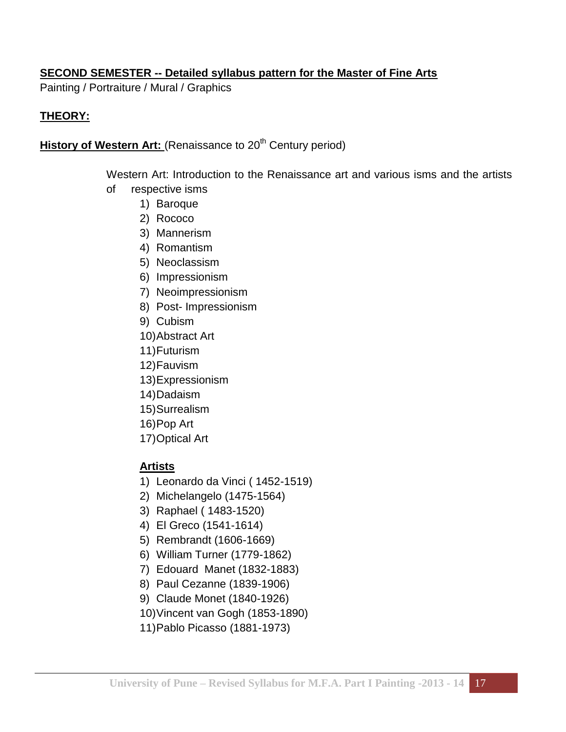**SECOND SEMESTER -- Detailed syllabus pattern for the Master of Fine Arts**

Painting / Portraiture / Mural / Graphics

**THEORY:**

**History of Western Art:** (Renaissance to 20th Century period)

Western Art: Introduction to the Renaissance art and various isms and the artists of respective isms

1) Baroque
2) Rococo
3) Mannerism
4) Romantism
5) Neoclassism
6) Impressionism
7) Neoimpressionism
8) Post- Impressionism
9) Cubism
10) Abstract Art
11) Futurism
12) Fauvism
13) Expressionism
14) Dadaism
15) Surrealism
16) Pop Art
17) Optical Art

**Artists**

1) Leonardo da Vinci ( 1452-1519)
2) Michelangelo (1475-1564)
3) Raphael ( 1483-1520)
4) El Greco (1541-1614)
5) Rembrandt (1606-1669)
6) William Turner (1779-1862)
7) Edouard Manet (1832-1883)
8) Paul Cezanne (1839-1906)
9) Claude Monet (1840-1926)
10) Vincent van Gogh (1853-1890)
11) Pablo Picasso (1881-1973)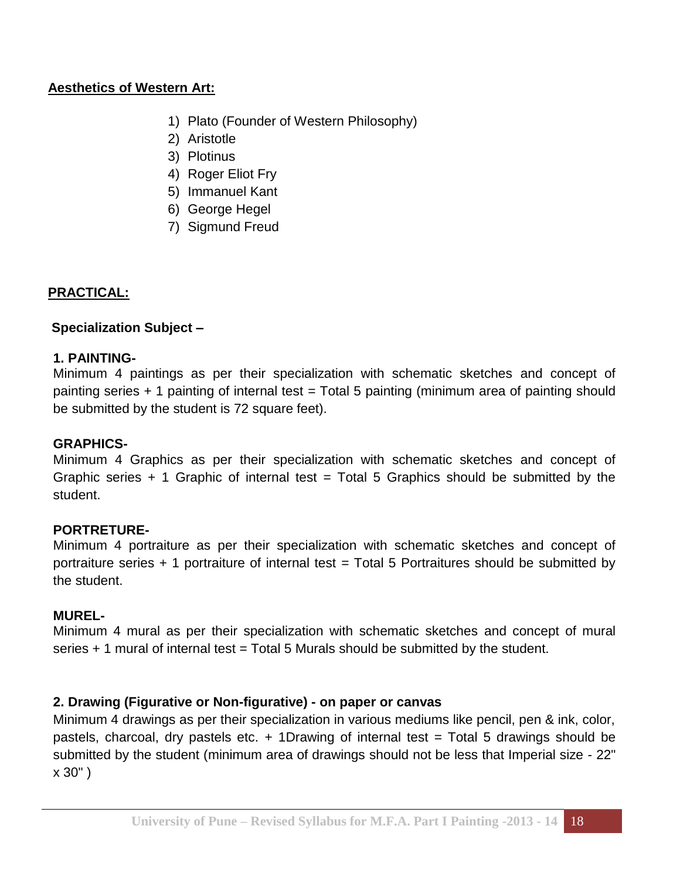**Aesthetics of Western Art:**

1) Plato (Founder of Western Philosophy)
2) Aristotle
3) Plotinus
4) Roger Eliot Fry
5) Immanuel Kant
6) George Hegel
7) Sigmund Freud

**PRACTICAL:**

**Specialization Subject –**

**1. PAINTING-**

Minimum 4 paintings as per their specialization with schematic sketches and concept of painting series + 1 painting of internal test = Total 5 painting (minimum area of painting should be submitted by the student is 72 square feet).

**GRAPHICS-**

Minimum 4 Graphics as per their specialization with schematic sketches and concept of Graphic series + 1 Graphic of internal test = Total 5 Graphics should be submitted by the student.

**PORTRETURE-**

Minimum 4 portraiture as per their specialization with schematic sketches and concept of portraiture series + 1 portraiture of internal test = Total 5 Portraitures should be submitted by the student.

**MUREL-**

Minimum 4 mural as per their specialization with schematic sketches and concept of mural series + 1 mural of internal test = Total 5 Murals should be submitted by the student.

**2. Drawing (Figurative or Non-figurative) - on paper or canvas**

Minimum 4 drawings as per their specialization in various mediums like pencil, pen & ink, color, pastels, charcoal, dry pastels etc. + 1Drawing of internal test = Total 5 drawings should be submitted by the student (minimum area of drawings should not be less that Imperial size - 22" x 30" )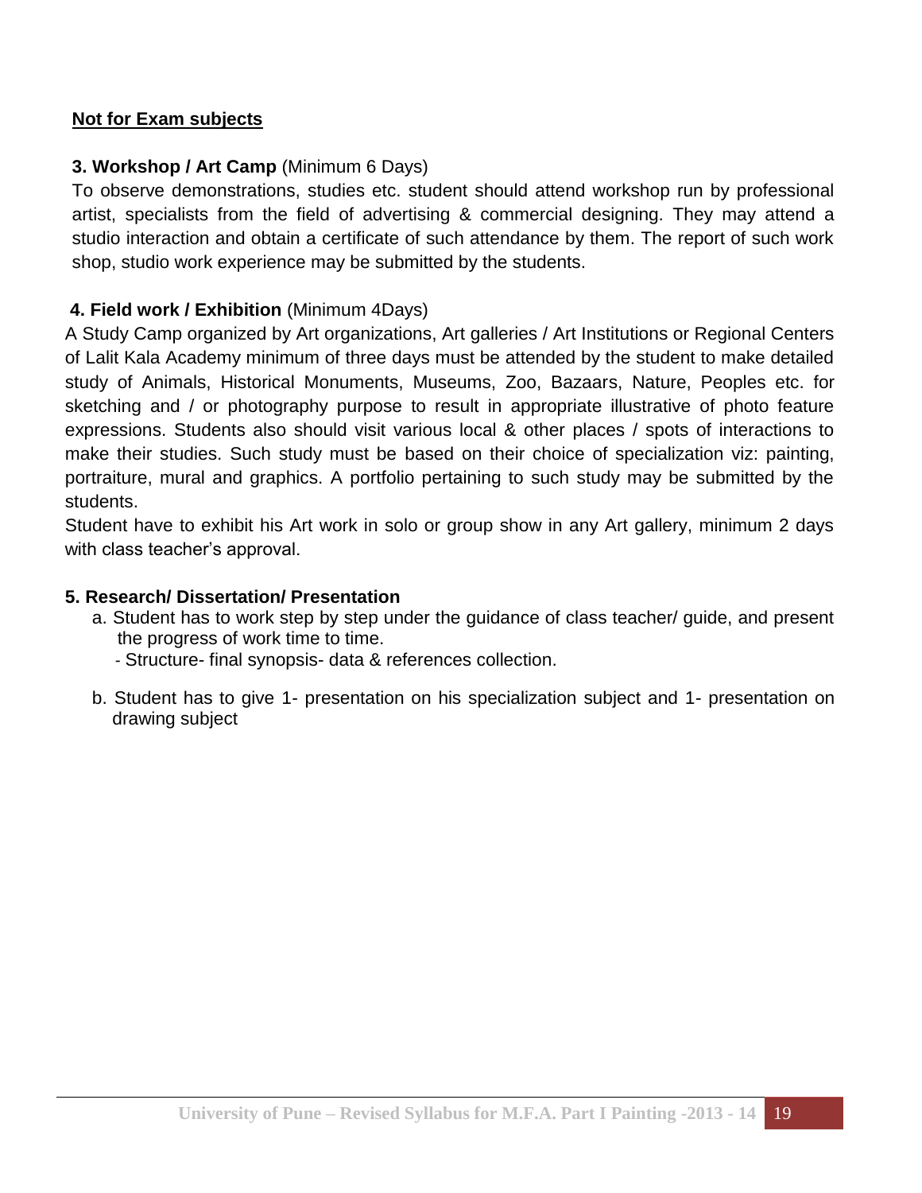**Not for Exam subjects**

**3. Workshop / Art Camp** (Minimum 6 Days)

To observe demonstrations, studies etc. student should attend workshop run by professional artist, specialists from the field of advertising & commercial designing. They may attend a studio interaction and obtain a certificate of such attendance by them. The report of such work shop, studio work experience may be submitted by the students.

**4. Field work / Exhibition** (Minimum 4Days)

A Study Camp organized by Art organizations, Art galleries / Art Institutions or Regional Centers of Lalit Kala Academy minimum of three days must be attended by the student to make detailed study of Animals, Historical Monuments, Museums, Zoo, Bazaars, Nature, Peoples etc. for sketching and / or photography purpose to result in appropriate illustrative of photo feature expressions. Students also should visit various local & other places / spots of interactions to make their studies. Such study must be based on their choice of specialization viz: painting, portraiture, mural and graphics. A portfolio pertaining to such study may be submitted by the students.

Student have to exhibit his Art work in solo or group show in any Art gallery, minimum 2 days with class teacher's approval.

**5. Research/ Dissertation/ Presentation**

a. Student has to work step by step under the guidance of class teacher/ guide, and present the progress of work time to time.
   - Structure- final synopsis- data & references collection.

b. Student has to give 1- presentation on his specialization subject and 1- presentation on drawing subject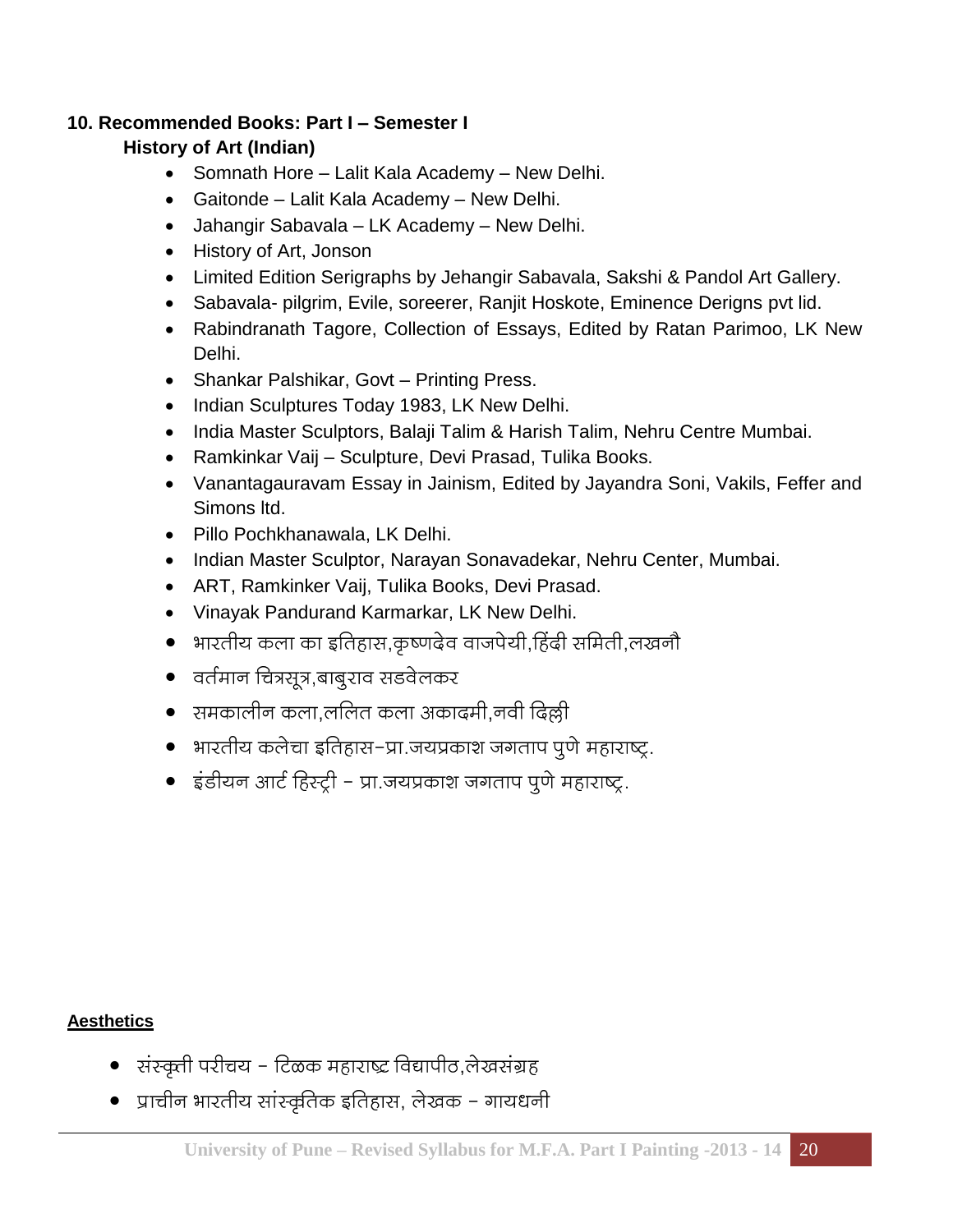## 10. Recommended Books: Part I – Semester I

### History of Art (Indian)

- Somnath Hore – Lalit Kala Academy – New Delhi.
- Gaitonde – Lalit Kala Academy – New Delhi.
- Jahangir Sabavala – LK Academy – New Delhi.
- History of Art, Jonson
- Limited Edition Serigraphs by Jehangir Sabavala, Sakshi & Pandol Art Gallery.
- Sabavala- pilgrim, Evile, soreerer, Ranjit Hoskote, Eminence Derigns pvt lid.
- Rabindranath Tagore, Collection of Essays, Edited by Ratan Parimoo, LK New Delhi.
- Shankar Palshikar, Govt – Printing Press.
- Indian Sculptures Today 1983, LK New Delhi.
- India Master Sculptors, Balaji Talim & Harish Talim, Nehru Centre Mumbai.
- Ramkinkar Vaij – Sculpture, Devi Prasad, Tulika Books.
- Vanantagauravam Essay in Jainism, Edited by Jayandra Soni, Vakils, Feffer and Simons ltd.
- Pillo Pochkhanawala, LK Delhi.
- Indian Master Sculptor, Narayan Sonavadekar, Nehru Center, Mumbai.
- ART, Ramkinker Vaij, Tulika Books, Devi Prasad.
- Vinayak Pandurand Karmarkar, LK New Delhi.
- भारतीय कला का इतिहास,कृष्णदेव वाजपेयी,हिंदी समिती,लखनौ
- वर्तमान चित्रसूत्र,बाबुराव सडवेलकर
- समकालीन कला,ललित कला अकादमी,नवी दिल्ली
- भारतीय कलेचा इतिहास-प्रा.जयप्रकाश जगताप पुणे महाराष्ट्र.
- इंडीयन आर्ट हिस्ट्री - प्रा.जयप्रकाश जगताप पुणे महाराष्ट्र.

**Aesthetics**

- संस्कृती परीचय - टिळक महाराष्ट्र विद्यापीठ,लेखसंग्रह
- प्राचीन भारतीय सांस्कृतिक इतिहास, लेखक - गायधनी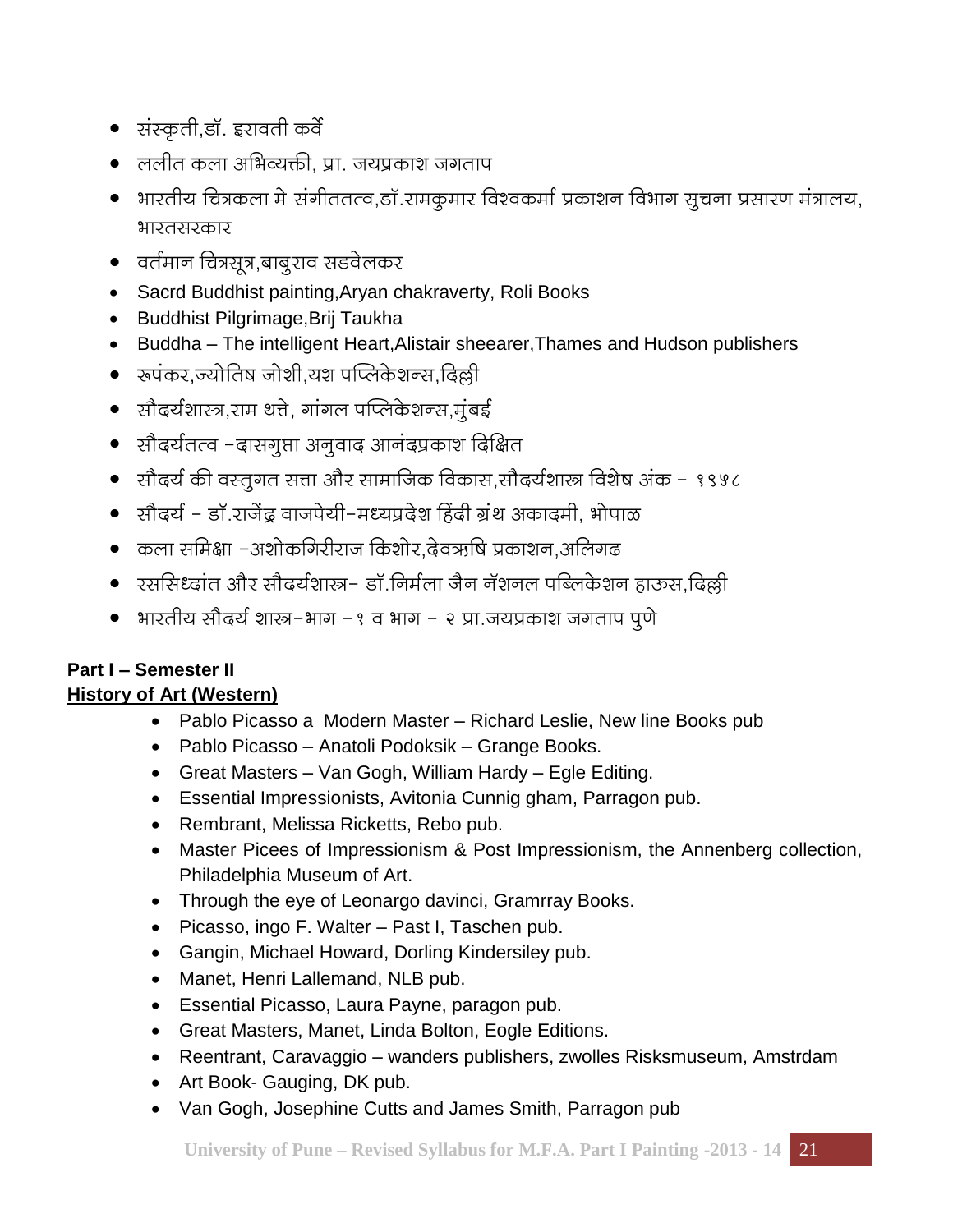- संस्कृती,डॉ. इरावती कर्वे
- ललीत कला अभिव्यक्ती, प्रा. जयप्रकाश जगताप
- भारतीय चित्रकला मे संगीततत्व,डॉ.रामकुमार विश्वकर्मा प्रकाशन विभाग सुचना प्रसारण मंत्रालय, भारतसरकार
- वर्तमान चित्रसूत्र,बाबुराव सडवेलकर
- Sacrd Buddhist painting,Aryan chakraverty, Roli Books
- Buddhist Pilgrimage,Brij Taukha
- Buddha – The intelligent Heart,Alistair sheearer,Thames and Hudson publishers
- रूपंकर,ज्योतिष जोशी,यश पब्लिकेशन्स,दिल्ली
- सौदर्यशास्त्र,राम थत्ते, गांगल पब्लिकेशन्स,मुंबई
- सौदर्यतत्व –दासगुप्ता अनुवाद आनंदप्रकाश दिक्षित
- सौदर्य की वस्तुगत सत्ता और सामाजिक विकास,सौदर्यशास्त्र विशेष अंक – १९७८
- सौदर्य – डॉ.राजेंद्र वाजपेयी–मध्यप्रदेश हिंदी ग्रंथ अकादमी, भोपाळ
- कला समिक्षा –अशोकगिरीराज किशोर,देवऋषि प्रकाशन,अलिगढ
- रससिध्दांत और सौदर्यशास्त्र– डॉ.निर्मला जैन नॅशनल पब्लिकेशन हाऊस,दिल्ली
- भारतीय सौदर्य शास्त्र–भाग –१ व भाग – २ प्रा.जयप्रकाश जगताप पुणे

**Part I – Semester II**

**History of Art (Western)**

- Pablo Picasso a Modern Master – Richard Leslie, New line Books pub
- Pablo Picasso – Anatoli Podoksik – Grange Books.
- Great Masters – Van Gogh, William Hardy – Egle Editing.
- Essential Impressionists, Avitonia Cunnig gham, Parragon pub.
- Rembrant, Melissa Ricketts, Rebo pub.
- Master Picees of Impressionism & Post Impressionism, the Annenberg collection, Philadelphia Museum of Art.
- Through the eye of Leonargo davinci, Gramrray Books.
- Picasso, ingo F. Walter – Past I, Taschen pub.
- Gangin, Michael Howard, Dorling Kindersiley pub.
- Manet, Henri Lallemand, NLB pub.
- Essential Picasso, Laura Payne, paragon pub.
- Great Masters, Manet, Linda Bolton, Eogle Editions.
- Reentrant, Caravaggio – wanders publishers, zwolles Risksmuseum, Amstrdam
- Art Book- Gauging, DK pub.
- Van Gogh, Josephine Cutts and James Smith, Parragon pub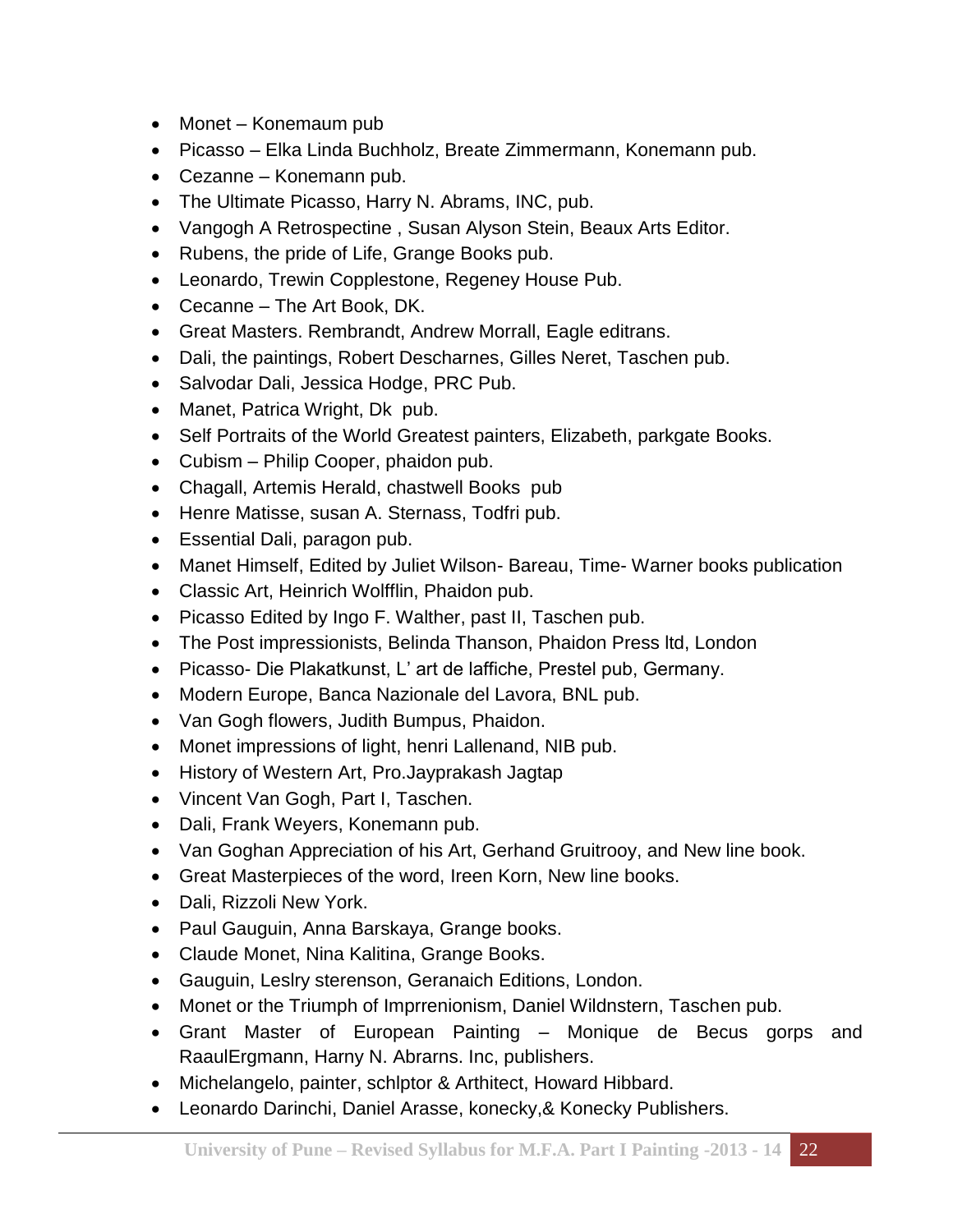- Monet – Konemaum pub
- Picasso – Elka Linda Buchholz, Breate Zimmermann, Konemann pub.
- Cezanne – Konemann pub.
- The Ultimate Picasso, Harry N. Abrams, INC, pub.
- Vangogh A Retrospectine , Susan Alyson Stein, Beaux Arts Editor.
- Rubens, the pride of Life, Grange Books pub.
- Leonardo, Trewin Copplestone, Regeney House Pub.
- Cecanne – The Art Book, DK.
- Great Masters. Rembrandt, Andrew Morrall, Eagle editrans.
- Dali, the paintings, Robert Descharnes, Gilles Neret, Taschen pub.
- Salvodar Dali, Jessica Hodge, PRC Pub.
- Manet, Patrica Wright, Dk pub.
- Self Portraits of the World Greatest painters, Elizabeth, parkgate Books.
- Cubism – Philip Cooper, phaidon pub.
- Chagall, Artemis Herald, chastwell Books pub
- Henre Matisse, susan A. Sternass, Todfri pub.
- Essential Dali, paragon pub.
- Manet Himself, Edited by Juliet Wilson- Bareau, Time- Warner books publication
- Classic Art, Heinrich Wolfflin, Phaidon pub.
- Picasso Edited by Ingo F. Walther, past II, Taschen pub.
- The Post impressionists, Belinda Thanson, Phaidon Press ltd, London
- Picasso- Die Plakatkunst, L' art de laffiche, Prestel pub, Germany.
- Modern Europe, Banca Nazionale del Lavora, BNL pub.
- Van Gogh flowers, Judith Bumpus, Phaidon.
- Monet impressions of light, henri Lallenand, NIB pub.
- History of Western Art, Pro.Jayprakash Jagtap
- Vincent Van Gogh, Part I, Taschen.
- Dali, Frank Weyers, Konemann pub.
- Van Goghan Appreciation of his Art, Gerhand Gruitrooy, and New line book.
- Great Masterpieces of the word, Ireen Korn, New line books.
- Dali, Rizzoli New York.
- Paul Gauguin, Anna Barskaya, Grange books.
- Claude Monet, Nina Kalitina, Grange Books.
- Gauguin, Leslry sterenson, Geranaich Editions, London.
- Monet or the Triumph of Imprrenionism, Daniel Wildnstern, Taschen pub.
- Grant Master of European Painting – Monique de Becus gorps and RaaulErgmann, Harny N. Abrarns. Inc, publishers.
- Michelangelo, painter, schlptor & Arthitect, Howard Hibbard.
- Leonardo Darinchi, Daniel Arasse, konecky,& Konecky Publishers.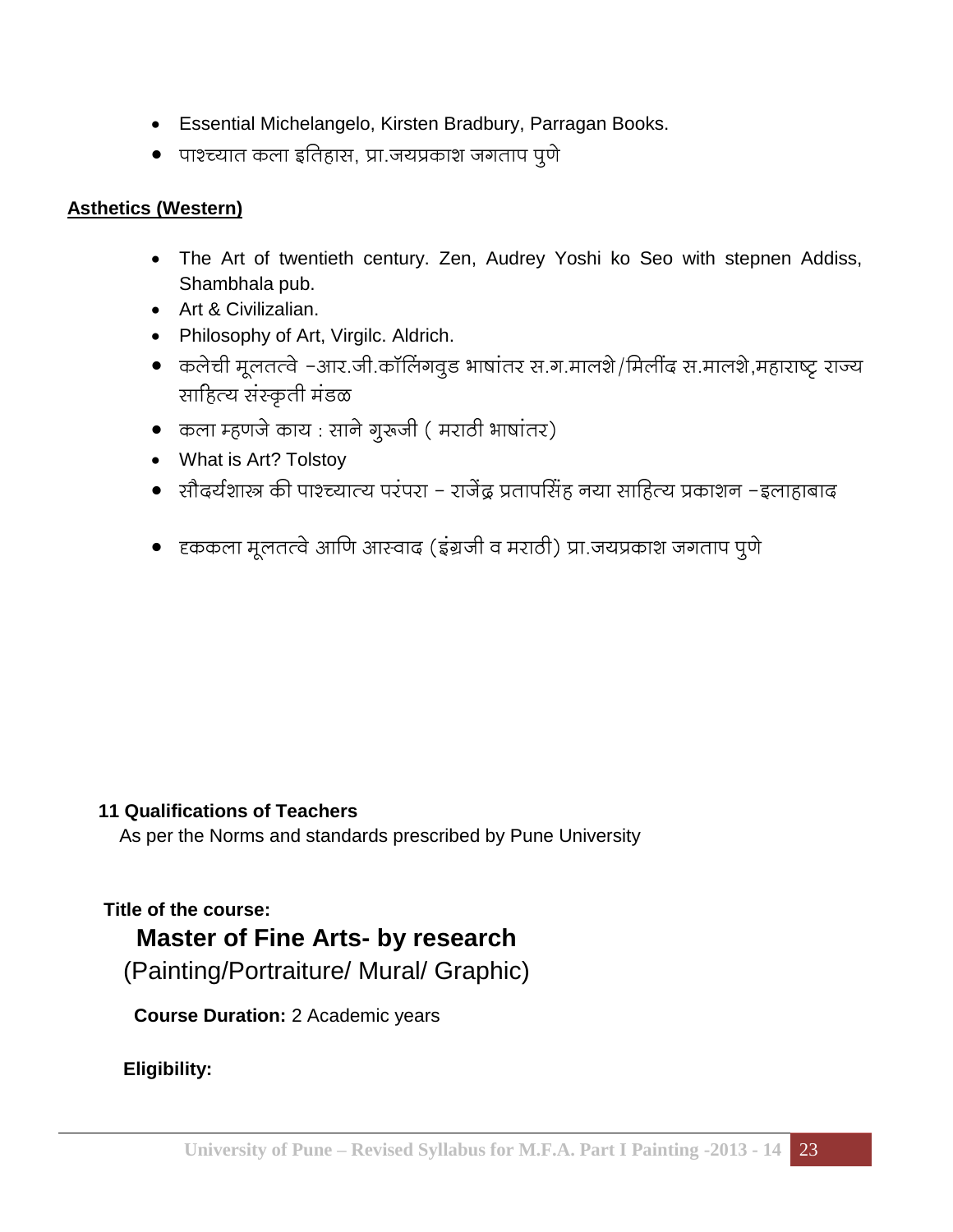- Essential Michelangelo, Kirsten Bradbury, Parragan Books.
- पाश्च्यात कला इतिहास, प्रा.जयप्रकाश जगताप पुणे

**Asthetics (Western)**

- The Art of twentieth century. Zen, Audrey Yoshi ko Seo with stepnen Addiss, Shambhala pub.
- Art & Civilizalian.
- Philosophy of Art, Virgilc. Aldrich.
- कलेची मूलतत्वे -आर.जी.कॉलिंगवुड भाषांतर स.ग.मालशे/मिलींद स.मालशे,महाराष्ट्र राज्य साहित्य संस्कृती मंडळ
- कला म्हणजे काय : साने गुरूजी ( मराठी भाषांतर)
- What is Art? Tolstoy
- सौदर्यशास्त्र की पाश्च्यात्य परंपरा - राजेंद्र प्रतापसिंह नया साहित्य प्रकाशन -इलाहाबाद
- दृककला मूलतत्वे आणि आस्वाद (इंग्रजी व मराठी) प्रा.जयप्रकाश जगताप पुणे

**11 Qualifications of Teachers**

As per the Norms and standards prescribed by Pune University

**Title of the course:**

## Master of Fine Arts- by research

(Painting/Portraiture/ Mural/ Graphic)

**Course Duration:** 2 Academic years

**Eligibility:**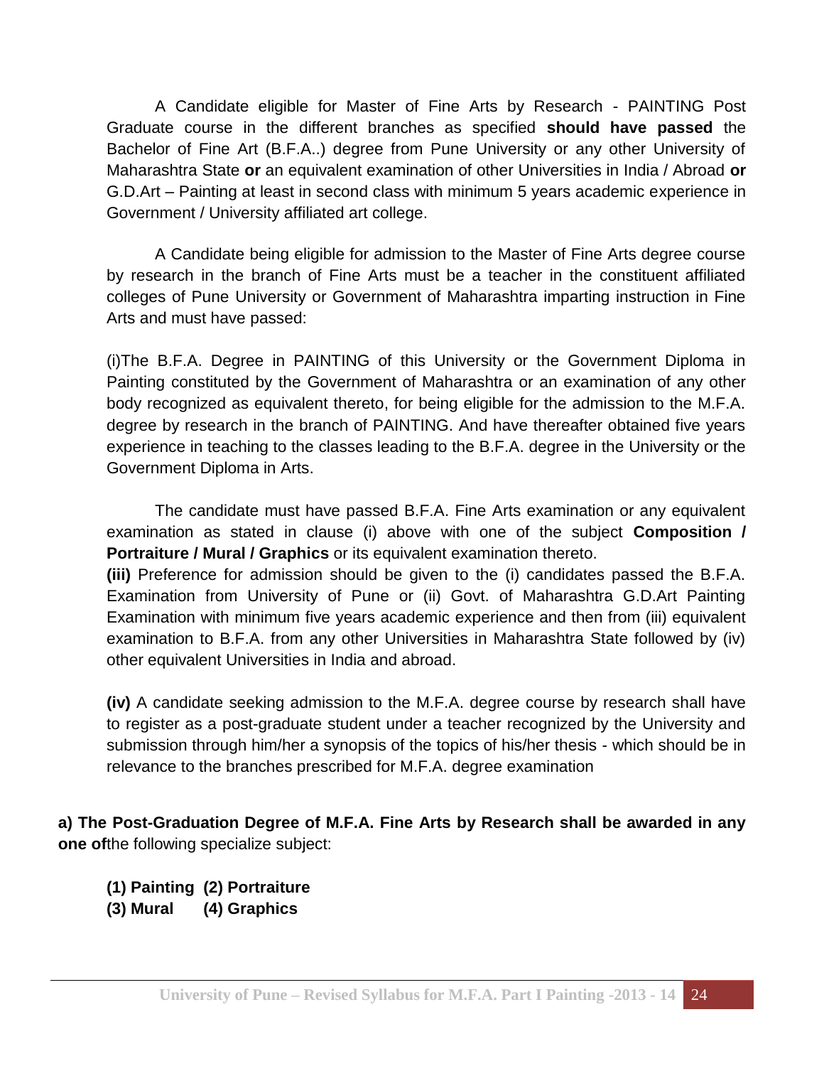A Candidate eligible for Master of Fine Arts by Research - PAINTING Post Graduate course in the different branches as specified **should have passed** the Bachelor of Fine Art (B.F.A..) degree from Pune University or any other University of Maharashtra State **or** an equivalent examination of other Universities in India / Abroad **or** G.D.Art – Painting at least in second class with minimum 5 years academic experience in Government / University affiliated art college.

A Candidate being eligible for admission to the Master of Fine Arts degree course by research in the branch of Fine Arts must be a teacher in the constituent affiliated colleges of Pune University or Government of Maharashtra imparting instruction in Fine Arts and must have passed:

(i)The B.F.A. Degree in PAINTING of this University or the Government Diploma in Painting constituted by the Government of Maharashtra or an examination of any other body recognized as equivalent thereto, for being eligible for the admission to the M.F.A. degree by research in the branch of PAINTING. And have thereafter obtained five years experience in teaching to the classes leading to the B.F.A. degree in the University or the Government Diploma in Arts.

The candidate must have passed B.F.A. Fine Arts examination or any equivalent examination as stated in clause (i) above with one of the subject **Composition / Portraiture / Mural / Graphics** or its equivalent examination thereto.

**(iii)** Preference for admission should be given to the (i) candidates passed the B.F.A. Examination from University of Pune or (ii) Govt. of Maharashtra G.D.Art Painting Examination with minimum five years academic experience and then from (iii) equivalent examination to B.F.A. from any other Universities in Maharashtra State followed by (iv) other equivalent Universities in India and abroad.

**(iv)** A candidate seeking admission to the M.F.A. degree course by research shall have to register as a post-graduate student under a teacher recognized by the University and submission through him/her a synopsis of the topics of his/her thesis - which should be in relevance to the branches prescribed for M.F.A. degree examination

**a) The Post-Graduation Degree of M.F.A. Fine Arts by Research shall be awarded in any one of**the following specialize subject:

**(1) Painting (2) Portraiture**
**(3) Mural (4) Graphics**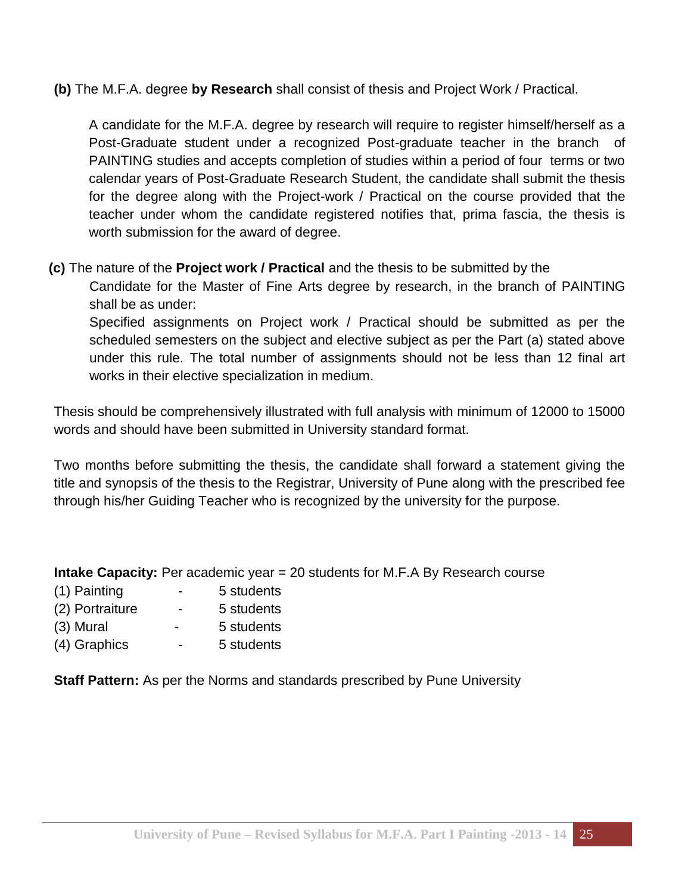**(b)** The M.F.A. degree **by Research** shall consist of thesis and Project Work / Practical.

A candidate for the M.F.A. degree by research will require to register himself/herself as a Post-Graduate student under a recognized Post-graduate teacher in the branch of PAINTING studies and accepts completion of studies within a period of four terms or two calendar years of Post-Graduate Research Student, the candidate shall submit the thesis for the degree along with the Project-work / Practical on the course provided that the teacher under whom the candidate registered notifies that, prima fascia, the thesis is worth submission for the award of degree.

**(c)** The nature of the **Project work / Practical** and the thesis to be submitted by the Candidate for the Master of Fine Arts degree by research, in the branch of PAINTING shall be as under:

Specified assignments on Project work / Practical should be submitted as per the scheduled semesters on the subject and elective subject as per the Part (a) stated above under this rule. The total number of assignments should not be less than 12 final art works in their elective specialization in medium.

Thesis should be comprehensively illustrated with full analysis with minimum of 12000 to 15000 words and should have been submitted in University standard format.

Two months before submitting the thesis, the candidate shall forward a statement giving the title and synopsis of the thesis to the Registrar, University of Pune along with the prescribed fee through his/her Guiding Teacher who is recognized by the university for the purpose.

**Intake Capacity:** Per academic year = 20 students for M.F.A By Research course

(1) Painting - 5 students
(2) Portraiture - 5 students
(3) Mural - 5 students
(4) Graphics - 5 students

**Staff Pattern:** As per the Norms and standards prescribed by Pune University